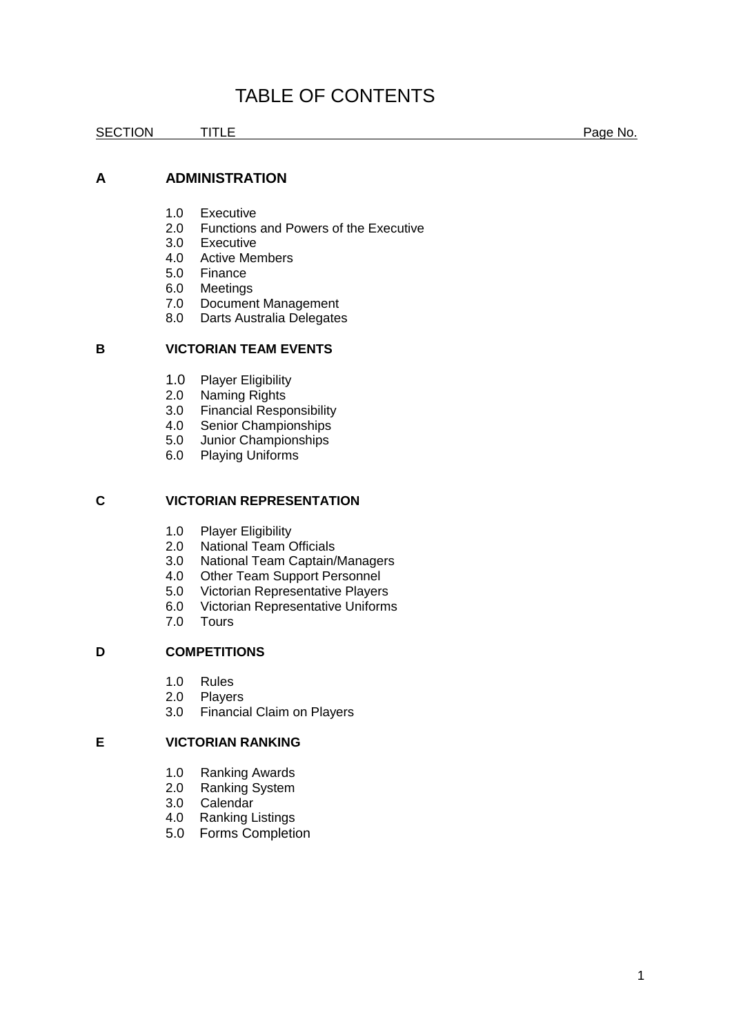# TABLE OF CONTENTS

| SECTION | TITLE | Page No. |
|---|---|---|

## A ADMINISTRATION

- 1.0 Executive
- 2.0 Functions and Powers of the Executive
- 3.0 Executive
- 4.0 Active Members
- 5.0 Finance
- 6.0 Meetings
- 7.0 Document Management
- 8.0 Darts Australia Delegates

## B VICTORIAN TEAM EVENTS

- 1.0 Player Eligibility
- 2.0 Naming Rights
- 3.0 Financial Responsibility
- 4.0 Senior Championships
- 5.0 Junior Championships
- 6.0 Playing Uniforms

## C VICTORIAN REPRESENTATION

- 1.0 Player Eligibility
- 2.0 National Team Officials
- 3.0 National Team Captain/Managers
- 4.0 Other Team Support Personnel
- 5.0 Victorian Representative Players
- 6.0 Victorian Representative Uniforms
- 7.0 Tours

## D COMPETITIONS

- 1.0 Rules
- 2.0 Players
- 3.0 Financial Claim on Players

## E VICTORIAN RANKING

- 1.0 Ranking Awards
- 2.0 Ranking System
- 3.0 Calendar
- 4.0 Ranking Listings
- 5.0 Forms Completion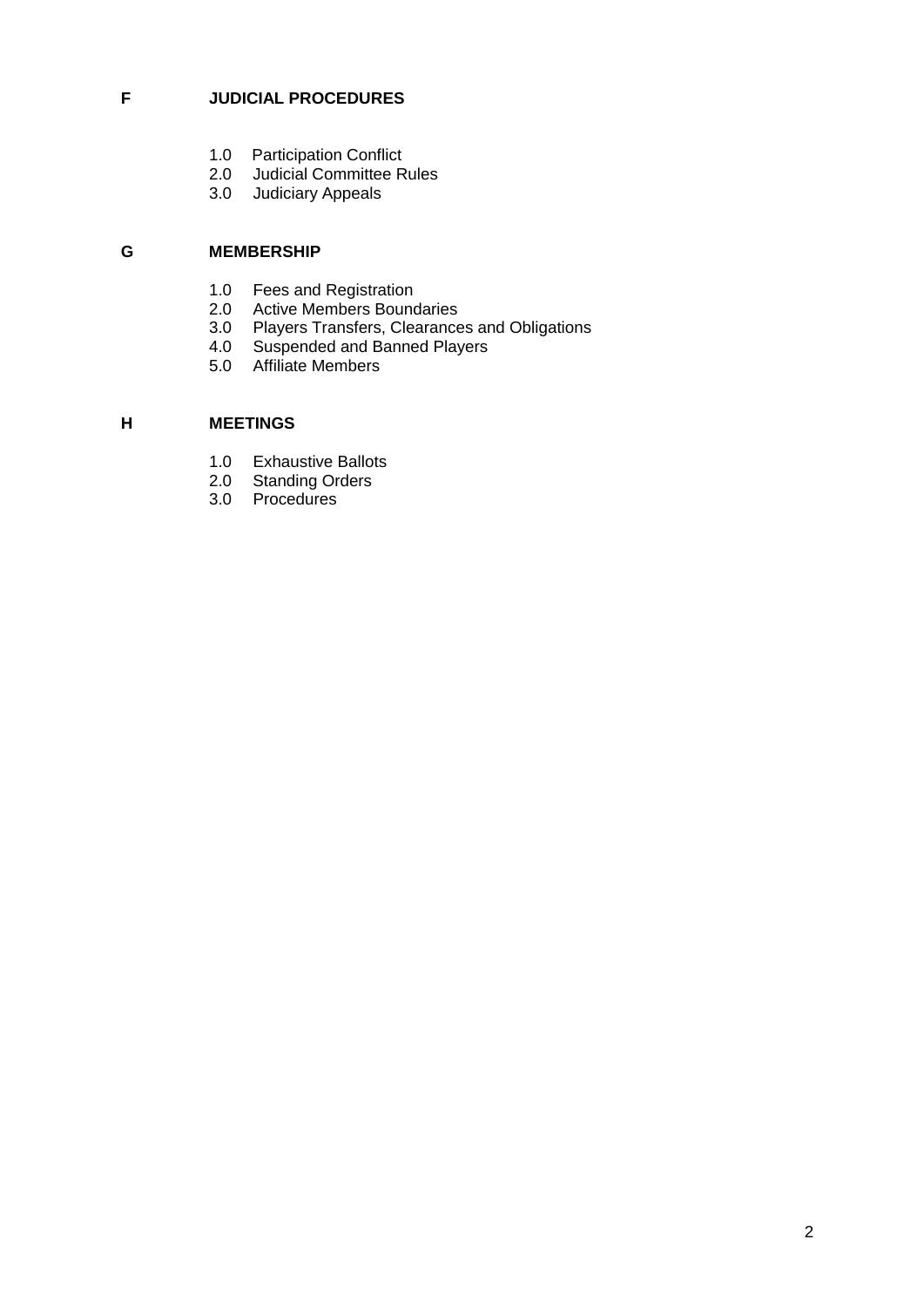## F JUDICIAL PROCEDURES

1.0 Participation Conflict
2.0 Judicial Committee Rules
3.0 Judiciary Appeals

## G MEMBERSHIP

1.0 Fees and Registration
2.0 Active Members Boundaries
3.0 Players Transfers, Clearances and Obligations
4.0 Suspended and Banned Players
5.0 Affiliate Members

## H MEETINGS

1.0 Exhaustive Ballots
2.0 Standing Orders
3.0 Procedures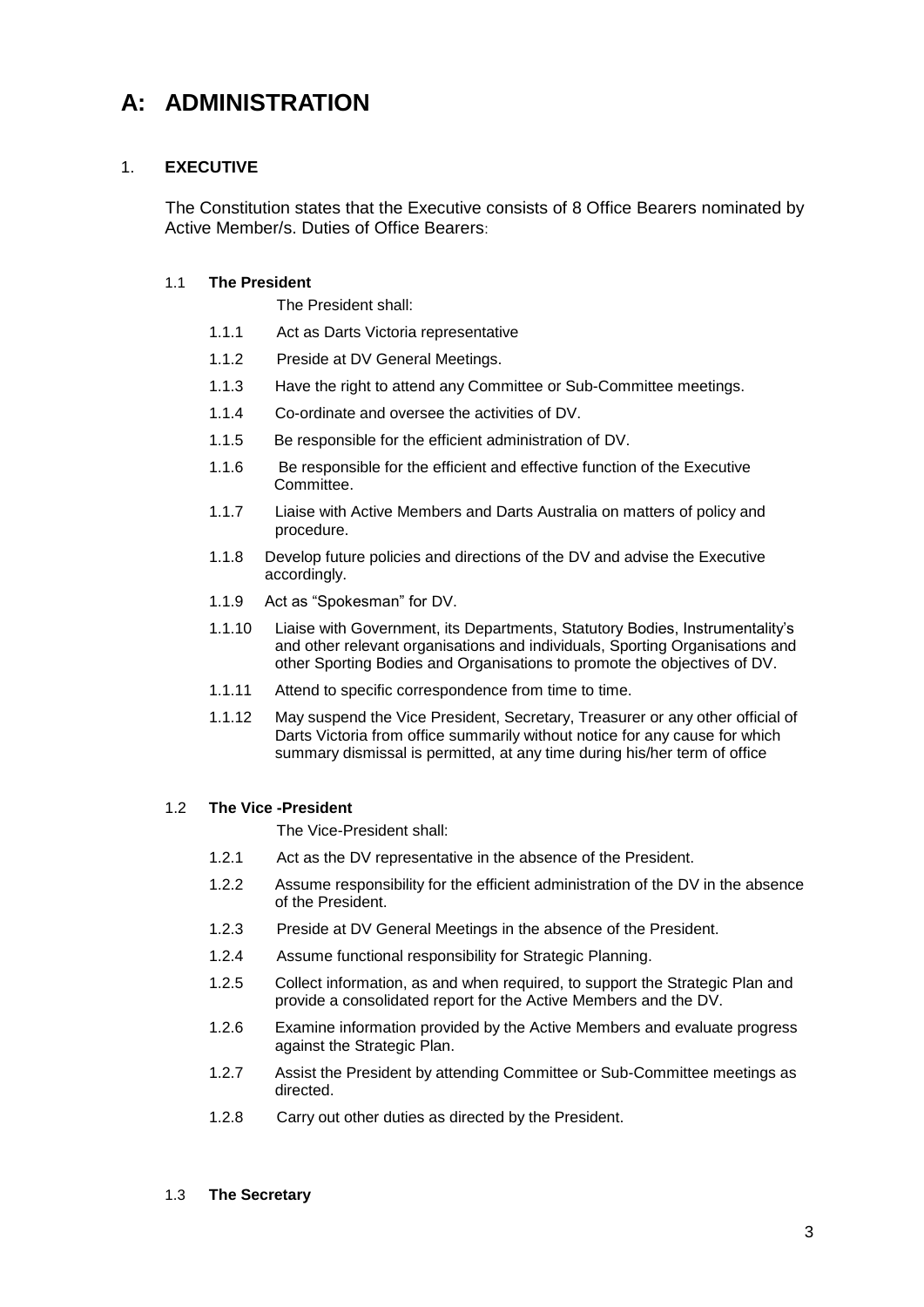# A: ADMINISTRATION

## 1. EXECUTIVE

The Constitution states that the Executive consists of 8 Office Bearers nominated by Active Member/s. Duties of Office Bearers:

### 1.1 The President

The President shall:

- 1.1.1 Act as Darts Victoria representative
- 1.1.2 Preside at DV General Meetings.
- 1.1.3 Have the right to attend any Committee or Sub-Committee meetings.
- 1.1.4 Co-ordinate and oversee the activities of DV.
- 1.1.5 Be responsible for the efficient administration of DV.
- 1.1.6 Be responsible for the efficient and effective function of the Executive Committee.
- 1.1.7 Liaise with Active Members and Darts Australia on matters of policy and procedure.
- 1.1.8 Develop future policies and directions of the DV and advise the Executive accordingly.
- 1.1.9 Act as "Spokesman" for DV.
- 1.1.10 Liaise with Government, its Departments, Statutory Bodies, Instrumentality's and other relevant organisations and individuals, Sporting Organisations and other Sporting Bodies and Organisations to promote the objectives of DV.
- 1.1.11 Attend to specific correspondence from time to time.
- 1.1.12 May suspend the Vice President, Secretary, Treasurer or any other official of Darts Victoria from office summarily without notice for any cause for which summary dismissal is permitted, at any time during his/her term of office

### 1.2 The Vice -President

The Vice-President shall:

- 1.2.1 Act as the DV representative in the absence of the President.
- 1.2.2 Assume responsibility for the efficient administration of the DV in the absence of the President.
- 1.2.3 Preside at DV General Meetings in the absence of the President.
- 1.2.4 Assume functional responsibility for Strategic Planning.
- 1.2.5 Collect information, as and when required, to support the Strategic Plan and provide a consolidated report for the Active Members and the DV.
- 1.2.6 Examine information provided by the Active Members and evaluate progress against the Strategic Plan.
- 1.2.7 Assist the President by attending Committee or Sub-Committee meetings as directed.
- 1.2.8 Carry out other duties as directed by the President.

### 1.3 The Secretary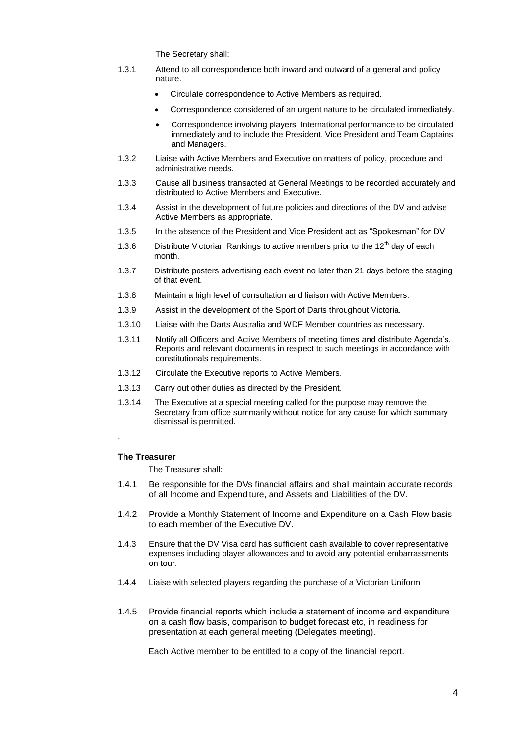The Secretary shall:

1.3.1 Attend to all correspondence both inward and outward of a general and policy nature.

- Circulate correspondence to Active Members as required.
- Correspondence considered of an urgent nature to be circulated immediately.
- Correspondence involving players' International performance to be circulated immediately and to include the President, Vice President and Team Captains and Managers.

1.3.2 Liaise with Active Members and Executive on matters of policy, procedure and administrative needs.

1.3.3 Cause all business transacted at General Meetings to be recorded accurately and distributed to Active Members and Executive.

1.3.4 Assist in the development of future policies and directions of the DV and advise Active Members as appropriate.

1.3.5 In the absence of the President and Vice President act as "Spokesman" for DV.

1.3.6 Distribute Victorian Rankings to active members prior to the 12th day of each month.

1.3.7 Distribute posters advertising each event no later than 21 days before the staging of that event.

1.3.8 Maintain a high level of consultation and liaison with Active Members.

1.3.9 Assist in the development of the Sport of Darts throughout Victoria.

1.3.10 Liaise with the Darts Australia and WDF Member countries as necessary.

1.3.11 Notify all Officers and Active Members of meeting times and distribute Agenda's, Reports and relevant documents in respect to such meetings in accordance with constitutionals requirements.

1.3.12 Circulate the Executive reports to Active Members.

1.3.13 Carry out other duties as directed by the President.

1.3.14 The Executive at a special meeting called for the purpose may remove the Secretary from office summarily without notice for any cause for which summary dismissal is permitted.

.

**The Treasurer**

The Treasurer shall:

1.4.1 Be responsible for the DVs financial affairs and shall maintain accurate records of all Income and Expenditure, and Assets and Liabilities of the DV.

1.4.2 Provide a Monthly Statement of Income and Expenditure on a Cash Flow basis to each member of the Executive DV.

1.4.3 Ensure that the DV Visa card has sufficient cash available to cover representative expenses including player allowances and to avoid any potential embarrassments on tour.

1.4.4 Liaise with selected players regarding the purchase of a Victorian Uniform.

1.4.5 Provide financial reports which include a statement of income and expenditure on a cash flow basis, comparison to budget forecast etc, in readiness for presentation at each general meeting (Delegates meeting).

Each Active member to be entitled to a copy of the financial report.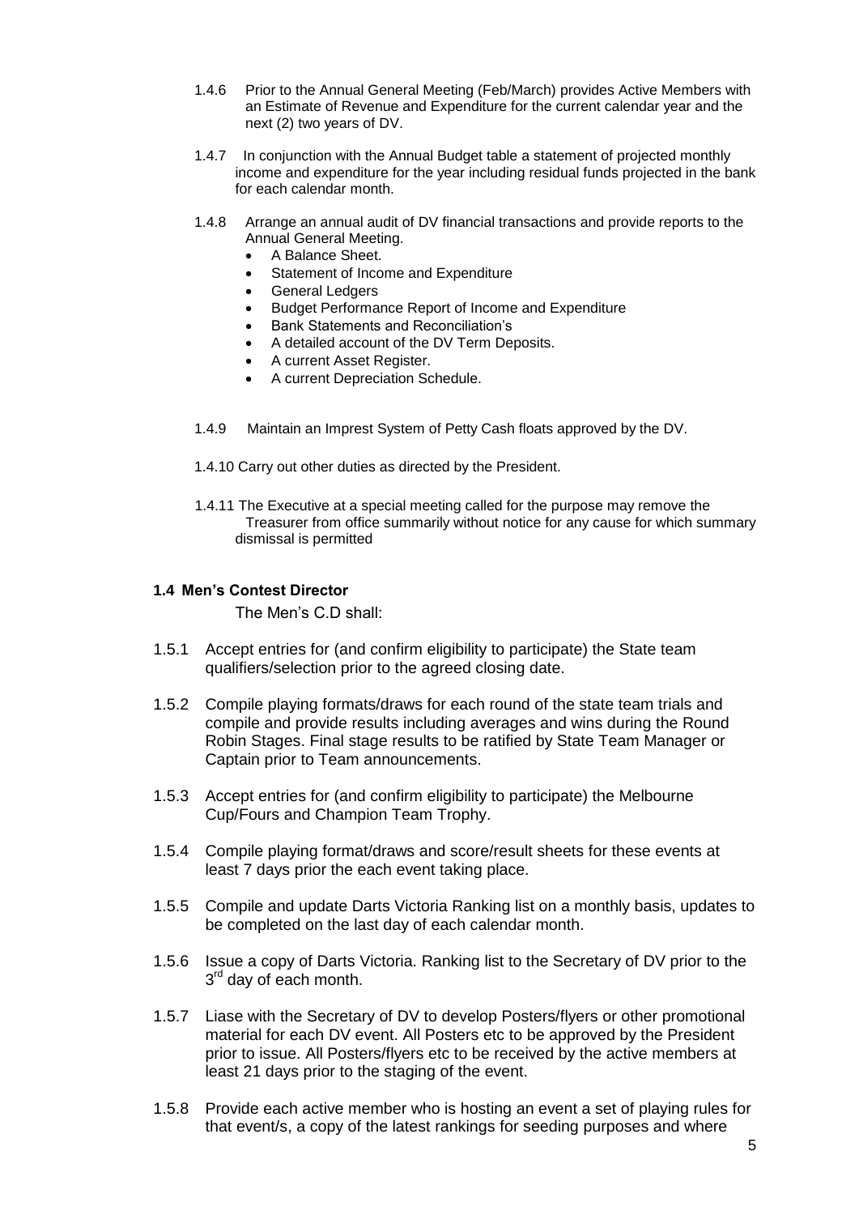1.4.6 Prior to the Annual General Meeting (Feb/March) provides Active Members with an Estimate of Revenue and Expenditure for the current calendar year and the next (2) two years of DV.

1.4.7 In conjunction with the Annual Budget table a statement of projected monthly income and expenditure for the year including residual funds projected in the bank for each calendar month.

1.4.8 Arrange an annual audit of DV financial transactions and provide reports to the Annual General Meeting.

- A Balance Sheet.
- Statement of Income and Expenditure
- General Ledgers
- Budget Performance Report of Income and Expenditure
- Bank Statements and Reconciliation's
- A detailed account of the DV Term Deposits.
- A current Asset Register.
- A current Depreciation Schedule.

1.4.9 Maintain an Imprest System of Petty Cash floats approved by the DV.

1.4.10 Carry out other duties as directed by the President.

1.4.11 The Executive at a special meeting called for the purpose may remove the Treasurer from office summarily without notice for any cause for which summary dismissal is permitted

**1.4 Men's Contest Director**

The Men's C.D shall:

1.5.1 Accept entries for (and confirm eligibility to participate) the State team qualifiers/selection prior to the agreed closing date.

1.5.2 Compile playing formats/draws for each round of the state team trials and compile and provide results including averages and wins during the Round Robin Stages. Final stage results to be ratified by State Team Manager or Captain prior to Team announcements.

1.5.3 Accept entries for (and confirm eligibility to participate) the Melbourne Cup/Fours and Champion Team Trophy.

1.5.4 Compile playing format/draws and score/result sheets for these events at least 7 days prior the each event taking place.

1.5.5 Compile and update Darts Victoria Ranking list on a monthly basis, updates to be completed on the last day of each calendar month.

1.5.6 Issue a copy of Darts Victoria. Ranking list to the Secretary of DV prior to the 3rd day of each month.

1.5.7 Liase with the Secretary of DV to develop Posters/flyers or other promotional material for each DV event. All Posters etc to be approved by the President prior to issue. All Posters/flyers etc to be received by the active members at least 21 days prior to the staging of the event.

1.5.8 Provide each active member who is hosting an event a set of playing rules for that event/s, a copy of the latest rankings for seeding purposes and where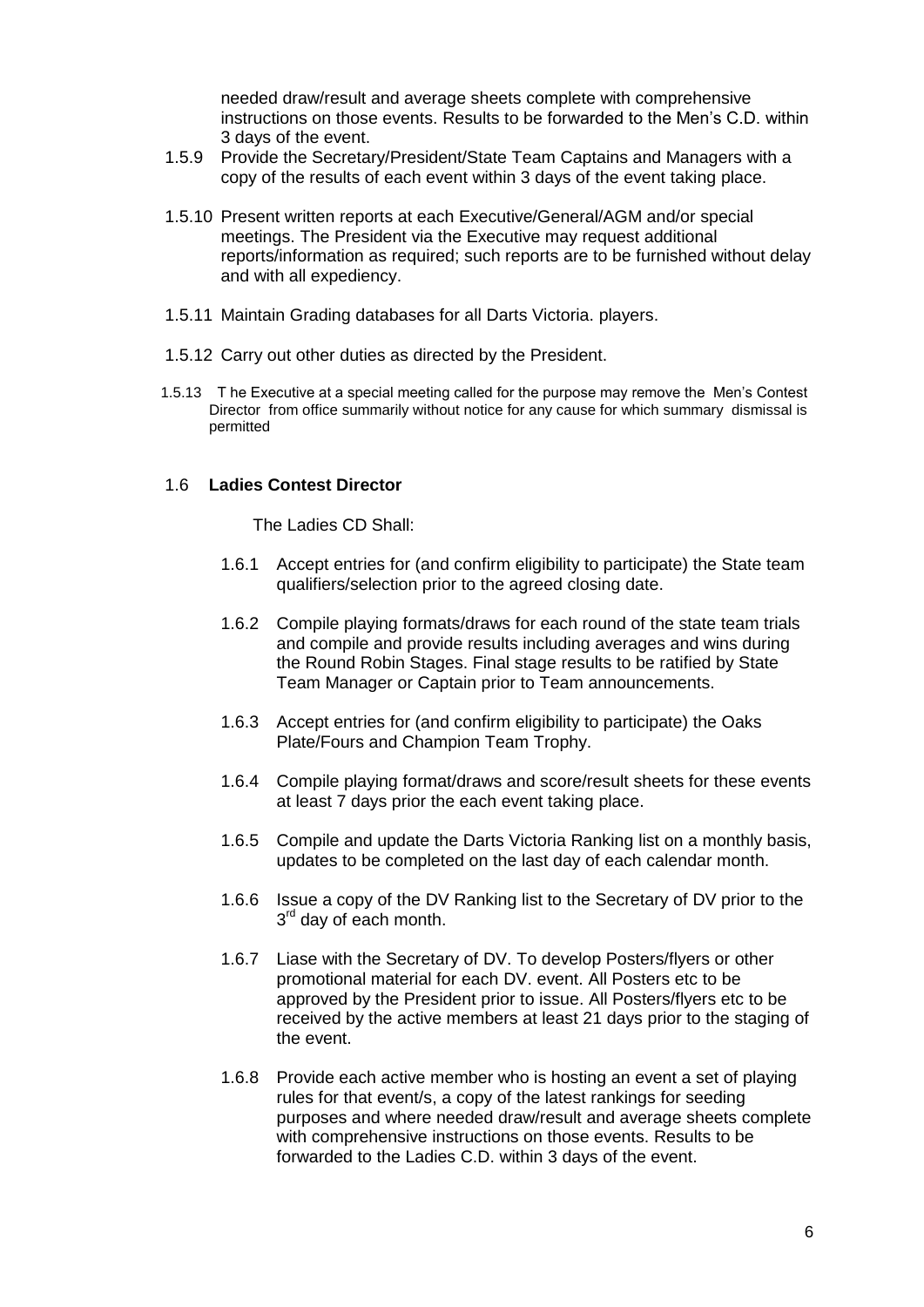needed draw/result and average sheets complete with comprehensive instructions on those events. Results to be forwarded to the Men's C.D. within 3 days of the event.

1.5.9 Provide the Secretary/President/State Team Captains and Managers with a copy of the results of each event within 3 days of the event taking place.

1.5.10 Present written reports at each Executive/General/AGM and/or special meetings. The President via the Executive may request additional reports/information as required; such reports are to be furnished without delay and with all expediency.

1.5.11 Maintain Grading databases for all Darts Victoria. players.

1.5.12 Carry out other duties as directed by the President.

1.5.13 T he Executive at a special meeting called for the purpose may remove the Men's Contest Director from office summarily without notice for any cause for which summary dismissal is permitted

1.6 **Ladies Contest Director**

The Ladies CD Shall:

1.6.1 Accept entries for (and confirm eligibility to participate) the State team qualifiers/selection prior to the agreed closing date.

1.6.2 Compile playing formats/draws for each round of the state team trials and compile and provide results including averages and wins during the Round Robin Stages. Final stage results to be ratified by State Team Manager or Captain prior to Team announcements.

1.6.3 Accept entries for (and confirm eligibility to participate) the Oaks Plate/Fours and Champion Team Trophy.

1.6.4 Compile playing format/draws and score/result sheets for these events at least 7 days prior the each event taking place.

1.6.5 Compile and update the Darts Victoria Ranking list on a monthly basis, updates to be completed on the last day of each calendar month.

1.6.6 Issue a copy of the DV Ranking list to the Secretary of DV prior to the 3rd day of each month.

1.6.7 Liase with the Secretary of DV. To develop Posters/flyers or other promotional material for each DV. event. All Posters etc to be approved by the President prior to issue. All Posters/flyers etc to be received by the active members at least 21 days prior to the staging of the event.

1.6.8 Provide each active member who is hosting an event a set of playing rules for that event/s, a copy of the latest rankings for seeding purposes and where needed draw/result and average sheets complete with comprehensive instructions on those events. Results to be forwarded to the Ladies C.D. within 3 days of the event.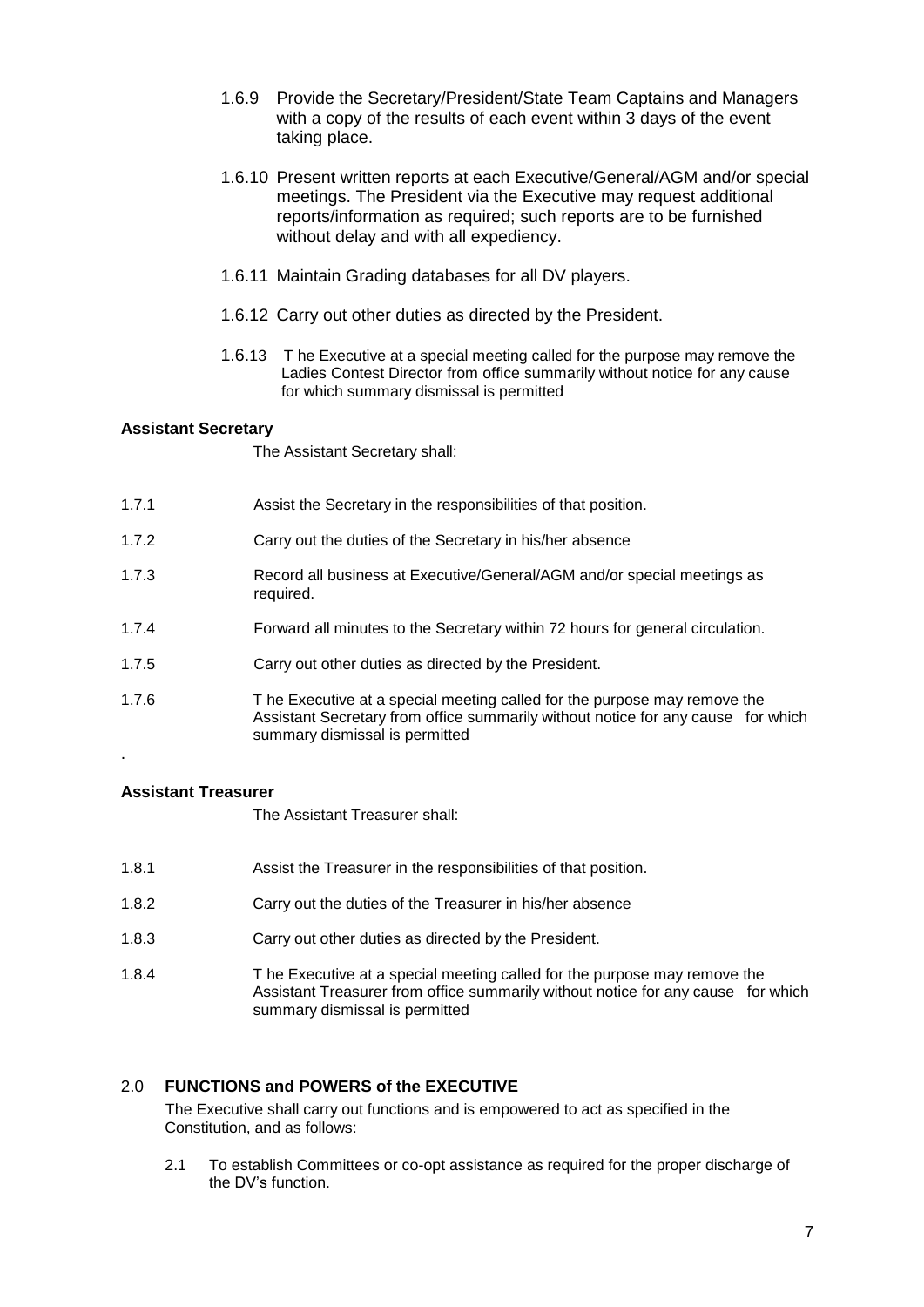1.6.9 Provide the Secretary/President/State Team Captains and Managers with a copy of the results of each event within 3 days of the event taking place.

1.6.10 Present written reports at each Executive/General/AGM and/or special meetings. The President via the Executive may request additional reports/information as required; such reports are to be furnished without delay and with all expediency.

1.6.11 Maintain Grading databases for all DV players.

1.6.12 Carry out other duties as directed by the President.

1.6.13 T he Executive at a special meeting called for the purpose may remove the Ladies Contest Director from office summarily without notice for any cause for which summary dismissal is permitted

**Assistant Secretary**

The Assistant Secretary shall:

1.7.1 Assist the Secretary in the responsibilities of that position.

1.7.2 Carry out the duties of the Secretary in his/her absence

1.7.3 Record all business at Executive/General/AGM and/or special meetings as required.

1.7.4 Forward all minutes to the Secretary within 72 hours for general circulation.

1.7.5 Carry out other duties as directed by the President.

1.7.6 T he Executive at a special meeting called for the purpose may remove the Assistant Secretary from office summarily without notice for any cause for which summary dismissal is permitted

.

**Assistant Treasurer**

The Assistant Treasurer shall:

1.8.1 Assist the Treasurer in the responsibilities of that position.

1.8.2 Carry out the duties of the Treasurer in his/her absence

1.8.3 Carry out other duties as directed by the President.

1.8.4 T he Executive at a special meeting called for the purpose may remove the Assistant Treasurer from office summarily without notice for any cause for which summary dismissal is permitted

## 2.0 **FUNCTIONS and POWERS of the EXECUTIVE**

The Executive shall carry out functions and is empowered to act as specified in the Constitution, and as follows:

2.1 To establish Committees or co-opt assistance as required for the proper discharge of the DV's function.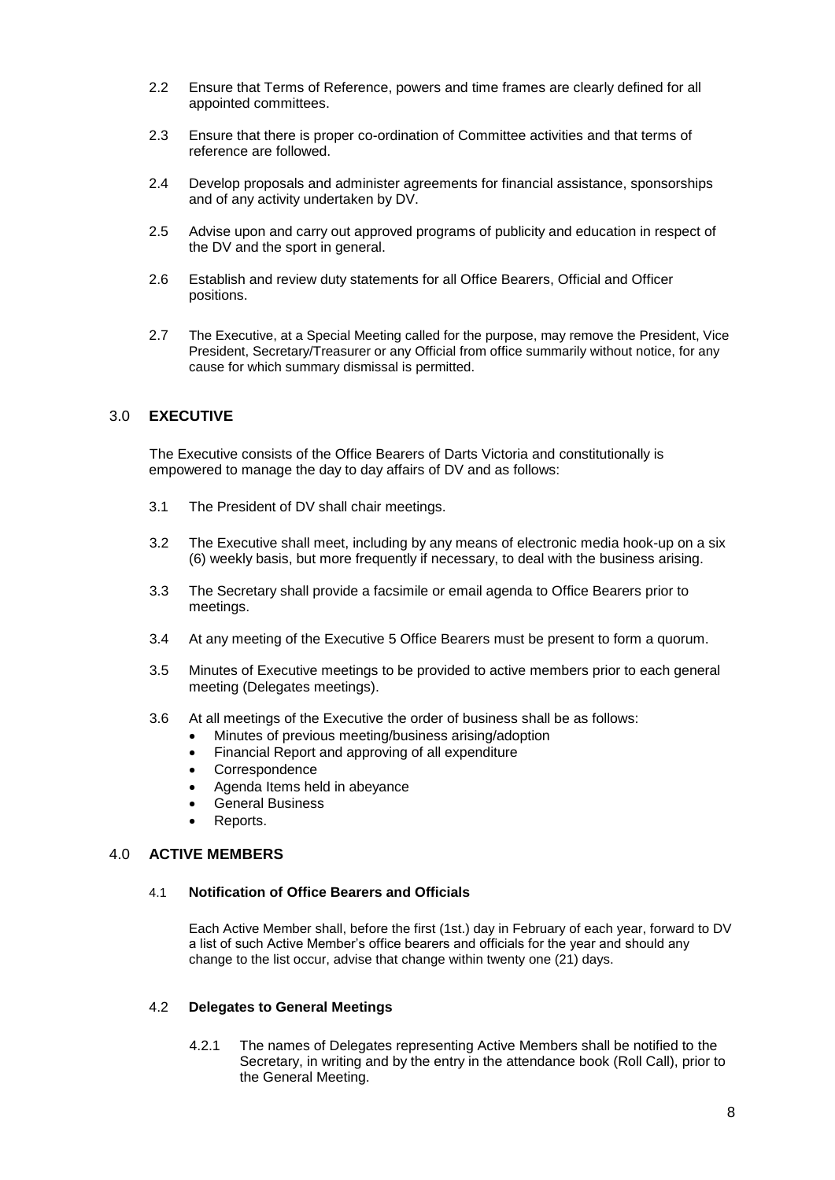2.2 Ensure that Terms of Reference, powers and time frames are clearly defined for all appointed committees.

2.3 Ensure that there is proper co-ordination of Committee activities and that terms of reference are followed.

2.4 Develop proposals and administer agreements for financial assistance, sponsorships and of any activity undertaken by DV.

2.5 Advise upon and carry out approved programs of publicity and education in respect of the DV and the sport in general.

2.6 Establish and review duty statements for all Office Bearers, Official and Officer positions.

2.7 The Executive, at a Special Meeting called for the purpose, may remove the President, Vice President, Secretary/Treasurer or any Official from office summarily without notice, for any cause for which summary dismissal is permitted.

## 3.0 EXECUTIVE

The Executive consists of the Office Bearers of Darts Victoria and constitutionally is empowered to manage the day to day affairs of DV and as follows:

3.1 The President of DV shall chair meetings.

3.2 The Executive shall meet, including by any means of electronic media hook-up on a six (6) weekly basis, but more frequently if necessary, to deal with the business arising.

3.3 The Secretary shall provide a facsimile or email agenda to Office Bearers prior to meetings.

3.4 At any meeting of the Executive 5 Office Bearers must be present to form a quorum.

3.5 Minutes of Executive meetings to be provided to active members prior to each general meeting (Delegates meetings).

3.6 At all meetings of the Executive the order of business shall be as follows:

- Minutes of previous meeting/business arising/adoption
- Financial Report and approving of all expenditure
- Correspondence
- Agenda Items held in abeyance
- General Business
- Reports.

## 4.0 ACTIVE MEMBERS

### 4.1 Notification of Office Bearers and Officials

Each Active Member shall, before the first (1st.) day in February of each year, forward to DV a list of such Active Member's office bearers and officials for the year and should any change to the list occur, advise that change within twenty one (21) days.

### 4.2 Delegates to General Meetings

4.2.1 The names of Delegates representing Active Members shall be notified to the Secretary, in writing and by the entry in the attendance book (Roll Call), prior to the General Meeting.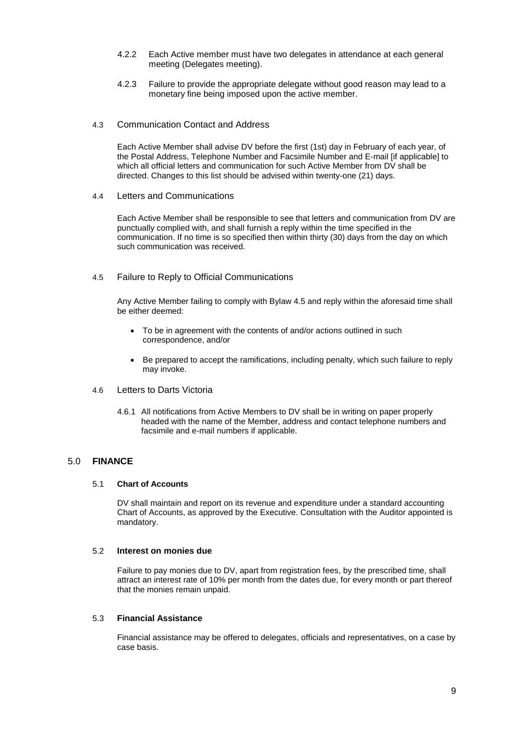4.2.2 Each Active member must have two delegates in attendance at each general meeting (Delegates meeting).

4.2.3 Failure to provide the appropriate delegate without good reason may lead to a monetary fine being imposed upon the active member.

### 4.3 Communication Contact and Address

Each Active Member shall advise DV before the first (1st) day in February of each year, of the Postal Address, Telephone Number and Facsimile Number and E-mail [if applicable] to which all official letters and communication for such Active Member from DV shall be directed. Changes to this list should be advised within twenty-one (21) days.

### 4.4 Letters and Communications

Each Active Member shall be responsible to see that letters and communication from DV are punctually complied with, and shall furnish a reply within the time specified in the communication. If no time is so specified then within thirty (30) days from the day on which such communication was received.

### 4.5 Failure to Reply to Official Communications

Any Active Member failing to comply with Bylaw 4.5 and reply within the aforesaid time shall be either deemed:

- To be in agreement with the contents of and/or actions outlined in such correspondence, and/or
- Be prepared to accept the ramifications, including penalty, which such failure to reply may invoke.

### 4.6 Letters to Darts Victoria

4.6.1 All notifications from Active Members to DV shall be in writing on paper properly headed with the name of the Member, address and contact telephone numbers and facsimile and e-mail numbers if applicable.

## 5.0 FINANCE

### 5.1 Chart of Accounts

DV shall maintain and report on its revenue and expenditure under a standard accounting Chart of Accounts, as approved by the Executive. Consultation with the Auditor appointed is mandatory.

### 5.2 Interest on monies due

Failure to pay monies due to DV, apart from registration fees, by the prescribed time, shall attract an interest rate of 10% per month from the dates due, for every month or part thereof that the monies remain unpaid.

### 5.3 Financial Assistance

Financial assistance may be offered to delegates, officials and representatives, on a case by case basis.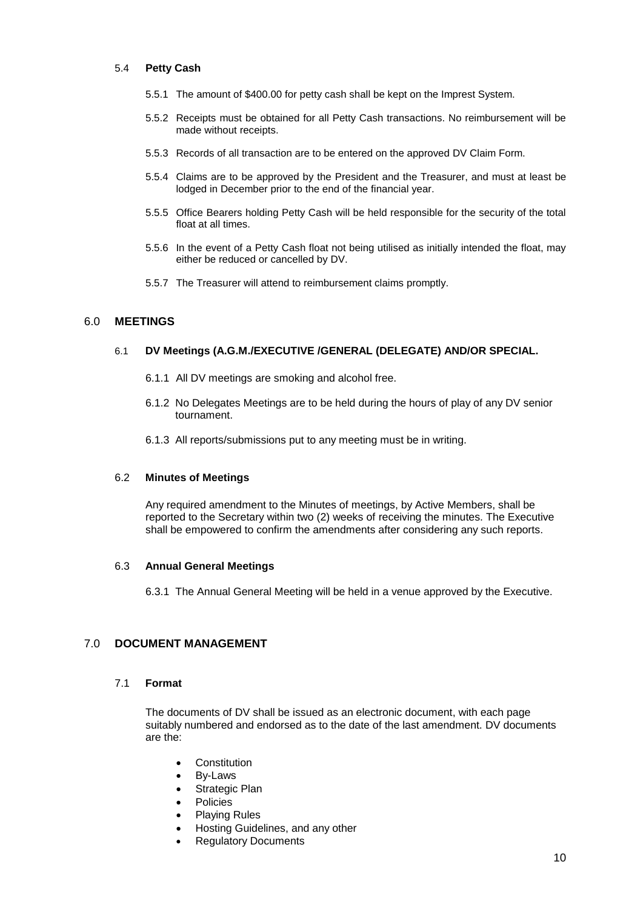### 5.4 **Petty Cash**

5.5.1 The amount of $400.00 for petty cash shall be kept on the Imprest System.

5.5.2 Receipts must be obtained for all Petty Cash transactions. No reimbursement will be made without receipts.

5.5.3 Records of all transaction are to be entered on the approved DV Claim Form.

5.5.4 Claims are to be approved by the President and the Treasurer, and must at least be lodged in December prior to the end of the financial year.

5.5.5 Office Bearers holding Petty Cash will be held responsible for the security of the total float at all times.

5.5.6 In the event of a Petty Cash float not being utilised as initially intended the float, may either be reduced or cancelled by DV.

5.5.7 The Treasurer will attend to reimbursement claims promptly.

## 6.0 **MEETINGS**

### 6.1 **DV Meetings (A.G.M./EXECUTIVE /GENERAL (DELEGATE) AND/OR SPECIAL.**

6.1.1 All DV meetings are smoking and alcohol free.

6.1.2 No Delegates Meetings are to be held during the hours of play of any DV senior tournament.

6.1.3 All reports/submissions put to any meeting must be in writing.

### 6.2 **Minutes of Meetings**

Any required amendment to the Minutes of meetings, by Active Members, shall be reported to the Secretary within two (2) weeks of receiving the minutes. The Executive shall be empowered to confirm the amendments after considering any such reports.

### 6.3 **Annual General Meetings**

6.3.1 The Annual General Meeting will be held in a venue approved by the Executive.

## 7.0 **DOCUMENT MANAGEMENT**

### 7.1 **Format**

The documents of DV shall be issued as an electronic document, with each page suitably numbered and endorsed as to the date of the last amendment. DV documents are the:

- Constitution
- By-Laws
- Strategic Plan
- Policies
- Playing Rules
- Hosting Guidelines, and any other
- Regulatory Documents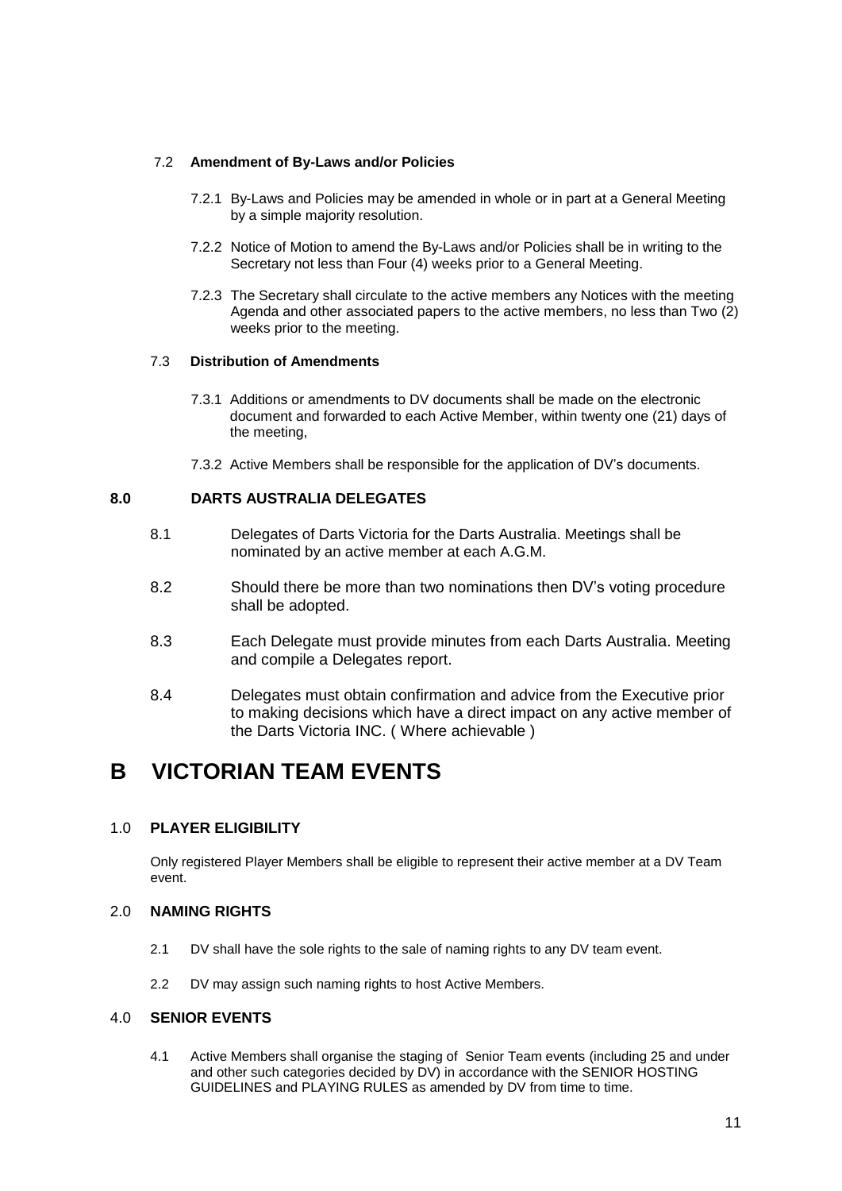7.2 **Amendment of By-Laws and/or Policies**

7.2.1 By-Laws and Policies may be amended in whole or in part at a General Meeting by a simple majority resolution.

7.2.2 Notice of Motion to amend the By-Laws and/or Policies shall be in writing to the Secretary not less than Four (4) weeks prior to a General Meeting.

7.2.3 The Secretary shall circulate to the active members any Notices with the meeting Agenda and other associated papers to the active members, no less than Two (2) weeks prior to the meeting.

7.3 **Distribution of Amendments**

7.3.1 Additions or amendments to DV documents shall be made on the electronic document and forwarded to each Active Member, within twenty one (21) days of the meeting,

7.3.2 Active Members shall be responsible for the application of DV's documents.

### 8.0 DARTS AUSTRALIA DELEGATES

8.1 Delegates of Darts Victoria for the Darts Australia. Meetings shall be nominated by an active member at each A.G.M.

8.2 Should there be more than two nominations then DV's voting procedure shall be adopted.

8.3 Each Delegate must provide minutes from each Darts Australia. Meeting and compile a Delegates report.

8.4 Delegates must obtain confirmation and advice from the Executive prior to making decisions which have a direct impact on any active member of the Darts Victoria INC. ( Where achievable )

# B VICTORIAN TEAM EVENTS

### 1.0 PLAYER ELIGIBILITY

Only registered Player Members shall be eligible to represent their active member at a DV Team event.

### 2.0 NAMING RIGHTS

2.1 DV shall have the sole rights to the sale of naming rights to any DV team event.

2.2 DV may assign such naming rights to host Active Members.

### 4.0 SENIOR EVENTS

4.1 Active Members shall organise the staging of Senior Team events (including 25 and under and other such categories decided by DV) in accordance with the SENIOR HOSTING GUIDELINES and PLAYING RULES as amended by DV from time to time.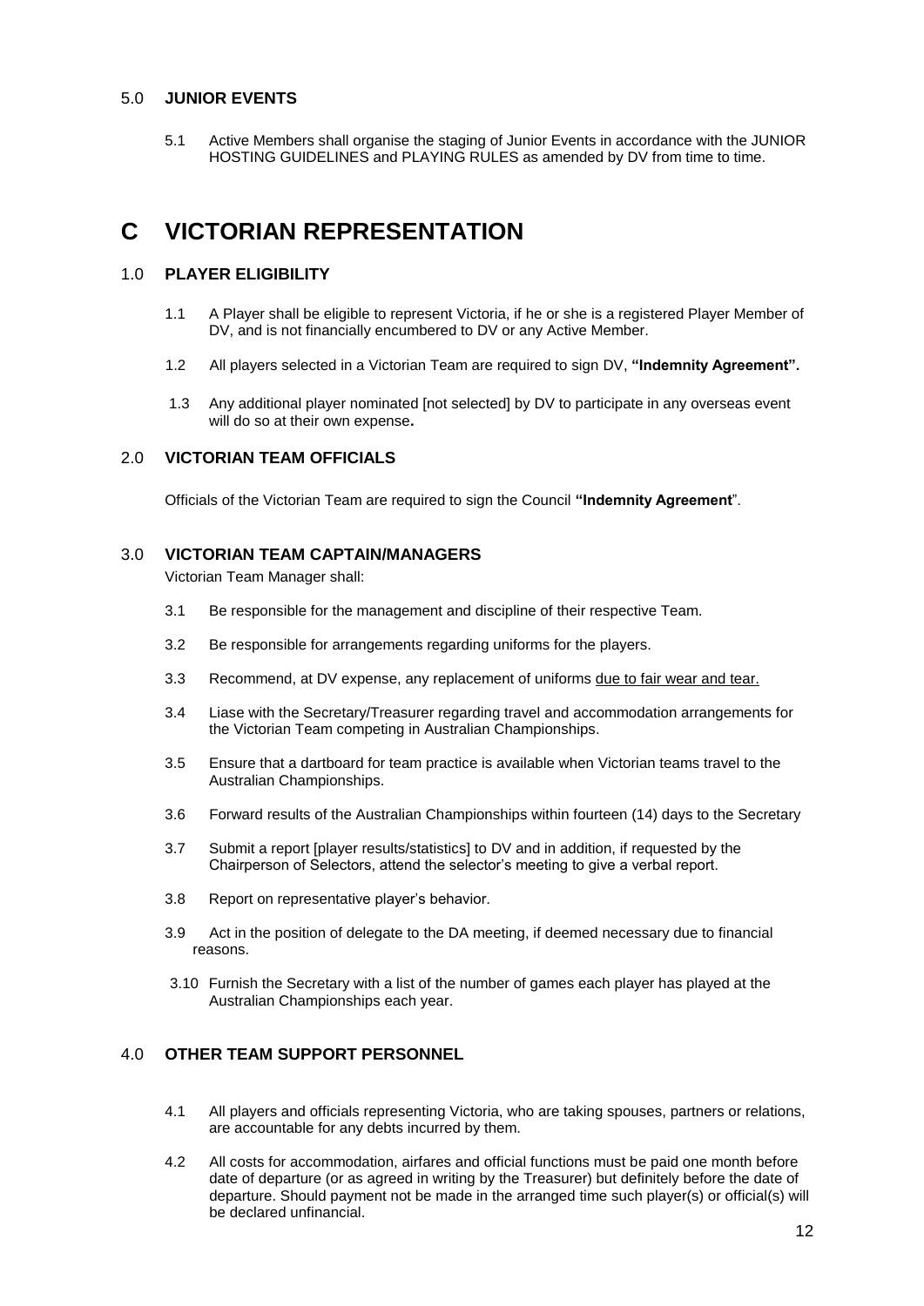### 5.0 JUNIOR EVENTS

5.1 Active Members shall organise the staging of Junior Events in accordance with the JUNIOR HOSTING GUIDELINES and PLAYING RULES as amended by DV from time to time.

# C VICTORIAN REPRESENTATION

### 1.0 PLAYER ELIGIBILITY

1.1 A Player shall be eligible to represent Victoria, if he or she is a registered Player Member of DV, and is not financially encumbered to DV or any Active Member.

1.2 All players selected in a Victorian Team are required to sign DV, **"Indemnity Agreement".**

1.3 Any additional player nominated [not selected] by DV to participate in any overseas event will do so at their own expense**.**

### 2.0 VICTORIAN TEAM OFFICIALS

Officials of the Victorian Team are required to sign the Council **"Indemnity Agreement**".

### 3.0 VICTORIAN TEAM CAPTAIN/MANAGERS

Victorian Team Manager shall:

3.1 Be responsible for the management and discipline of their respective Team.

3.2 Be responsible for arrangements regarding uniforms for the players.

3.3 Recommend, at DV expense, any replacement of uniforms <u>due to fair wear and tear.</u>

3.4 Liase with the Secretary/Treasurer regarding travel and accommodation arrangements for the Victorian Team competing in Australian Championships.

3.5 Ensure that a dartboard for team practice is available when Victorian teams travel to the Australian Championships.

3.6 Forward results of the Australian Championships within fourteen (14) days to the Secretary

3.7 Submit a report [player results/statistics] to DV and in addition, if requested by the Chairperson of Selectors, attend the selector's meeting to give a verbal report.

3.8 Report on representative player's behavior.

3.9 Act in the position of delegate to the DA meeting, if deemed necessary due to financial reasons.

3.10 Furnish the Secretary with a list of the number of games each player has played at the Australian Championships each year.

### 4.0 OTHER TEAM SUPPORT PERSONNEL

4.1 All players and officials representing Victoria, who are taking spouses, partners or relations, are accountable for any debts incurred by them.

4.2 All costs for accommodation, airfares and official functions must be paid one month before date of departure (or as agreed in writing by the Treasurer) but definitely before the date of departure. Should payment not be made in the arranged time such player(s) or official(s) will be declared unfinancial.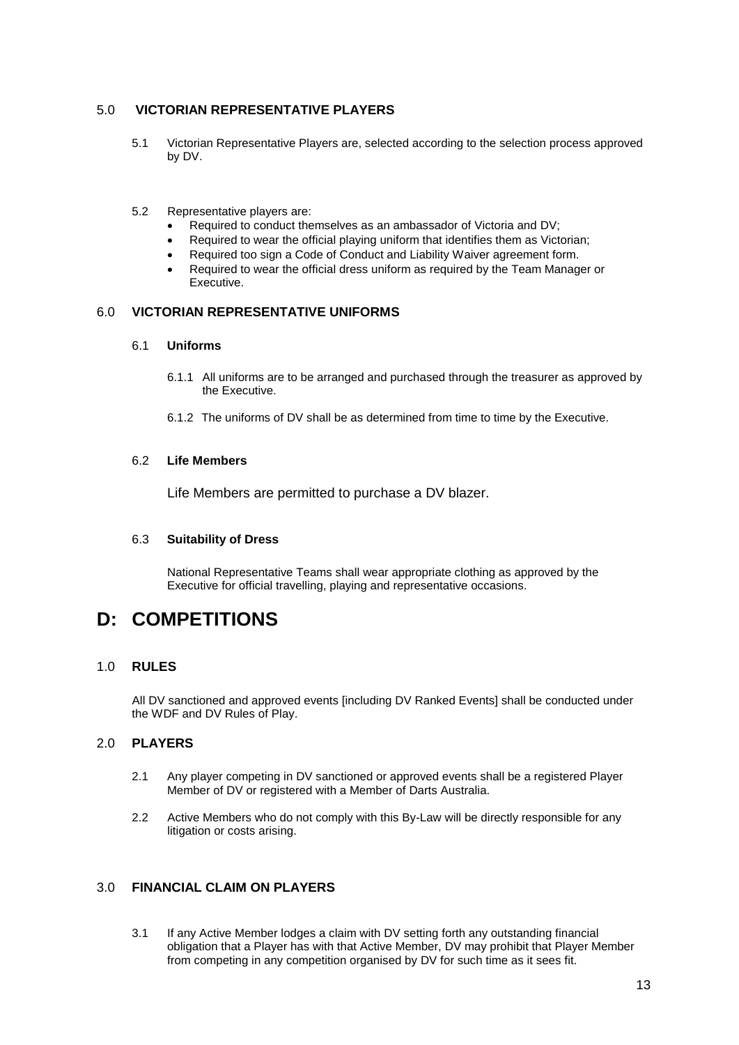## 5.0 VICTORIAN REPRESENTATIVE PLAYERS

5.1 Victorian Representative Players are, selected according to the selection process approved by DV.

5.2 Representative players are:

- Required to conduct themselves as an ambassador of Victoria and DV;
- Required to wear the official playing uniform that identifies them as Victorian;
- Required too sign a Code of Conduct and Liability Waiver agreement form.
- Required to wear the official dress uniform as required by the Team Manager or Executive.

## 6.0 VICTORIAN REPRESENTATIVE UNIFORMS

### 6.1 Uniforms

6.1.1 All uniforms are to be arranged and purchased through the treasurer as approved by the Executive.

6.1.2 The uniforms of DV shall be as determined from time to time by the Executive.

### 6.2 Life Members

Life Members are permitted to purchase a DV blazer.

### 6.3 Suitability of Dress

National Representative Teams shall wear appropriate clothing as approved by the Executive for official travelling, playing and representative occasions.

# D: COMPETITIONS

## 1.0 RULES

All DV sanctioned and approved events [including DV Ranked Events] shall be conducted under the WDF and DV Rules of Play.

## 2.0 PLAYERS

2.1 Any player competing in DV sanctioned or approved events shall be a registered Player Member of DV or registered with a Member of Darts Australia.

2.2 Active Members who do not comply with this By-Law will be directly responsible for any litigation or costs arising.

## 3.0 FINANCIAL CLAIM ON PLAYERS

3.1 If any Active Member lodges a claim with DV setting forth any outstanding financial obligation that a Player has with that Active Member, DV may prohibit that Player Member from competing in any competition organised by DV for such time as it sees fit.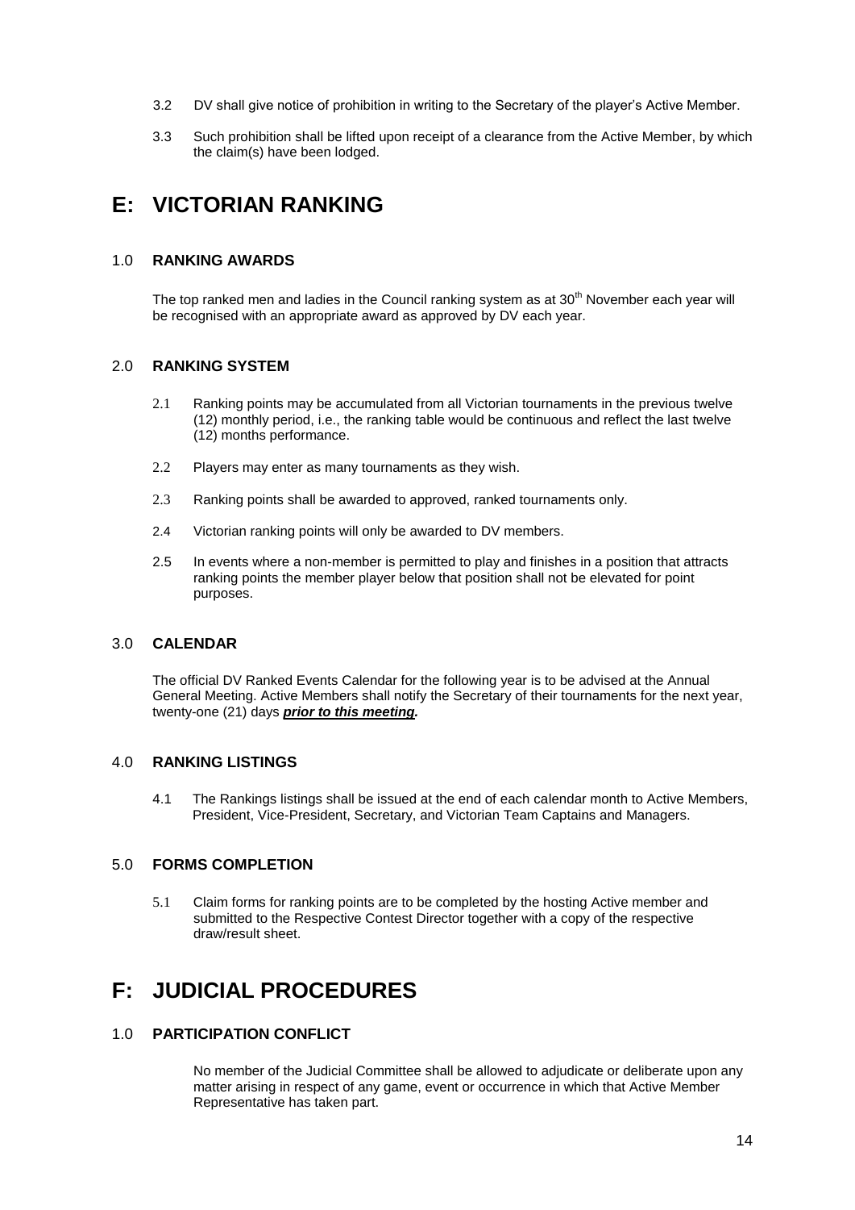3.2 DV shall give notice of prohibition in writing to the Secretary of the player's Active Member.

3.3 Such prohibition shall be lifted upon receipt of a clearance from the Active Member, by which the claim(s) have been lodged.

# E: VICTORIAN RANKING

## 1.0 RANKING AWARDS

The top ranked men and ladies in the Council ranking system as at 30th November each year will be recognised with an appropriate award as approved by DV each year.

## 2.0 RANKING SYSTEM

2.1 Ranking points may be accumulated from all Victorian tournaments in the previous twelve (12) monthly period, i.e., the ranking table would be continuous and reflect the last twelve (12) months performance.

2.2 Players may enter as many tournaments as they wish.

2.3 Ranking points shall be awarded to approved, ranked tournaments only.

2.4 Victorian ranking points will only be awarded to DV members.

2.5 In events where a non-member is permitted to play and finishes in a position that attracts ranking points the member player below that position shall not be elevated for point purposes.

## 3.0 CALENDAR

The official DV Ranked Events Calendar for the following year is to be advised at the Annual General Meeting. Active Members shall notify the Secretary of their tournaments for the next year, twenty-one (21) days ***prior to this meeting.***

## 4.0 RANKING LISTINGS

4.1 The Rankings listings shall be issued at the end of each calendar month to Active Members, President, Vice-President, Secretary, and Victorian Team Captains and Managers.

## 5.0 FORMS COMPLETION

5.1 Claim forms for ranking points are to be completed by the hosting Active member and submitted to the Respective Contest Director together with a copy of the respective draw/result sheet.

# F: JUDICIAL PROCEDURES

## 1.0 PARTICIPATION CONFLICT

No member of the Judicial Committee shall be allowed to adjudicate or deliberate upon any matter arising in respect of any game, event or occurrence in which that Active Member Representative has taken part.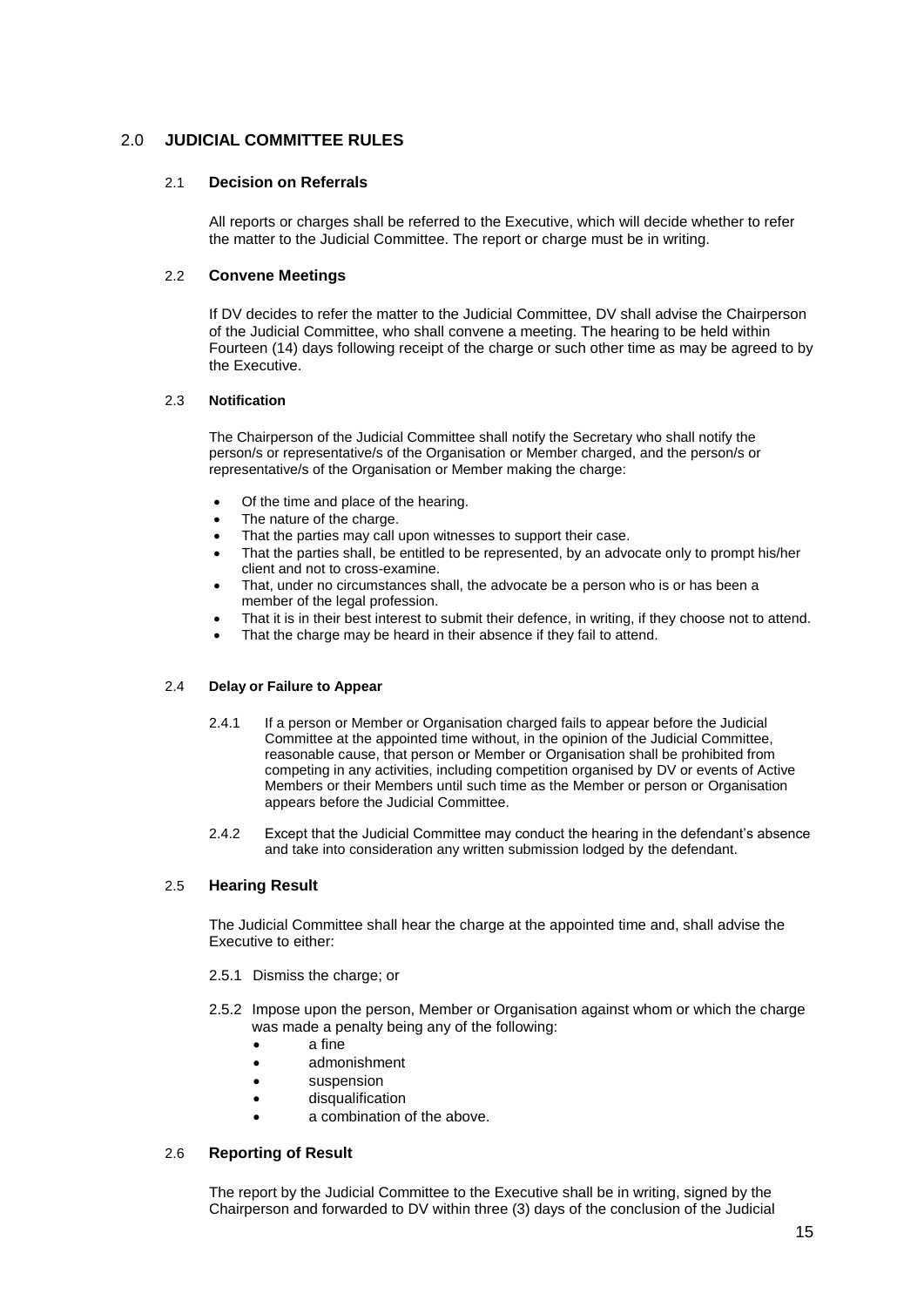## 2.0 JUDICIAL COMMITTEE RULES

### 2.1 Decision on Referrals

All reports or charges shall be referred to the Executive, which will decide whether to refer the matter to the Judicial Committee. The report or charge must be in writing.

### 2.2 Convene Meetings

If DV decides to refer the matter to the Judicial Committee, DV shall advise the Chairperson of the Judicial Committee, who shall convene a meeting. The hearing to be held within Fourteen (14) days following receipt of the charge or such other time as may be agreed to by the Executive.

### 2.3 Notification

The Chairperson of the Judicial Committee shall notify the Secretary who shall notify the person/s or representative/s of the Organisation or Member charged, and the person/s or representative/s of the Organisation or Member making the charge:

- Of the time and place of the hearing.
- The nature of the charge.
- That the parties may call upon witnesses to support their case.
- That the parties shall, be entitled to be represented, by an advocate only to prompt his/her client and not to cross-examine.
- That, under no circumstances shall, the advocate be a person who is or has been a member of the legal profession.
- That it is in their best interest to submit their defence, in writing, if they choose not to attend.
- That the charge may be heard in their absence if they fail to attend.

### 2.4 Delay or Failure to Appear

2.4.1 If a person or Member or Organisation charged fails to appear before the Judicial Committee at the appointed time without, in the opinion of the Judicial Committee, reasonable cause, that person or Member or Organisation shall be prohibited from competing in any activities, including competition organised by DV or events of Active Members or their Members until such time as the Member or person or Organisation appears before the Judicial Committee.

2.4.2 Except that the Judicial Committee may conduct the hearing in the defendant's absence and take into consideration any written submission lodged by the defendant.

### 2.5 Hearing Result

The Judicial Committee shall hear the charge at the appointed time and, shall advise the Executive to either:

2.5.1 Dismiss the charge; or

2.5.2 Impose upon the person, Member or Organisation against whom or which the charge was made a penalty being any of the following:

- a fine
- admonishment
- suspension
- disqualification
- a combination of the above.

### 2.6 Reporting of Result

The report by the Judicial Committee to the Executive shall be in writing, signed by the Chairperson and forwarded to DV within three (3) days of the conclusion of the Judicial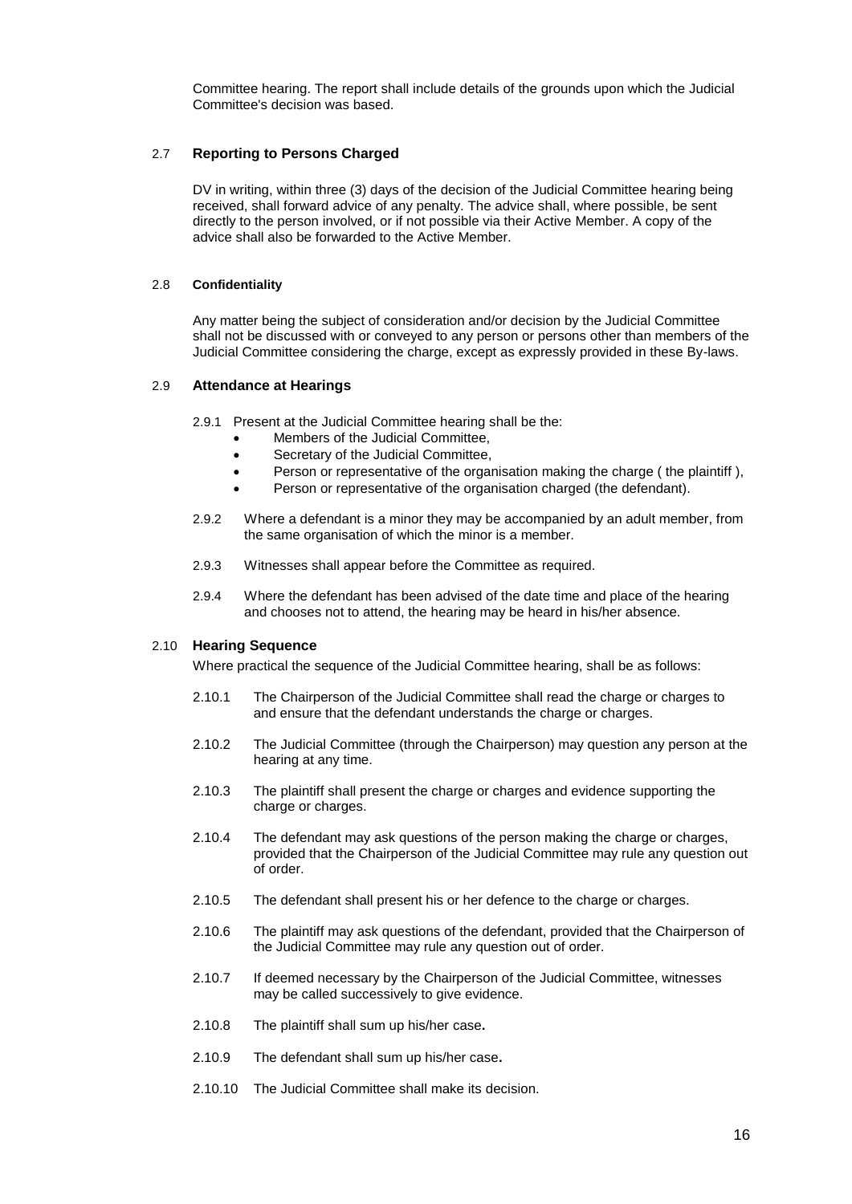Committee hearing. The report shall include details of the grounds upon which the Judicial Committee's decision was based.

### 2.7 **Reporting to Persons Charged**

DV in writing, within three (3) days of the decision of the Judicial Committee hearing being received, shall forward advice of any penalty. The advice shall, where possible, be sent directly to the person involved, or if not possible via their Active Member. A copy of the advice shall also be forwarded to the Active Member.

### 2.8 **Confidentiality**

Any matter being the subject of consideration and/or decision by the Judicial Committee shall not be discussed with or conveyed to any person or persons other than members of the Judicial Committee considering the charge, except as expressly provided in these By-laws.

### 2.9 **Attendance at Hearings**

2.9.1 Present at the Judicial Committee hearing shall be the:

- Members of the Judicial Committee,
- Secretary of the Judicial Committee,
- Person or representative of the organisation making the charge ( the plaintiff ),
- Person or representative of the organisation charged (the defendant).

2.9.2 Where a defendant is a minor they may be accompanied by an adult member, from the same organisation of which the minor is a member.

2.9.3 Witnesses shall appear before the Committee as required.

2.9.4 Where the defendant has been advised of the date time and place of the hearing and chooses not to attend, the hearing may be heard in his/her absence.

### 2.10 **Hearing Sequence**

Where practical the sequence of the Judicial Committee hearing, shall be as follows:

2.10.1 The Chairperson of the Judicial Committee shall read the charge or charges to and ensure that the defendant understands the charge or charges.

2.10.2 The Judicial Committee (through the Chairperson) may question any person at the hearing at any time.

2.10.3 The plaintiff shall present the charge or charges and evidence supporting the charge or charges.

2.10.4 The defendant may ask questions of the person making the charge or charges, provided that the Chairperson of the Judicial Committee may rule any question out of order.

2.10.5 The defendant shall present his or her defence to the charge or charges.

2.10.6 The plaintiff may ask questions of the defendant, provided that the Chairperson of the Judicial Committee may rule any question out of order.

2.10.7 If deemed necessary by the Chairperson of the Judicial Committee, witnesses may be called successively to give evidence.

2.10.8 The plaintiff shall sum up his/her case**.**

2.10.9 The defendant shall sum up his/her case**.**

2.10.10 The Judicial Committee shall make its decision.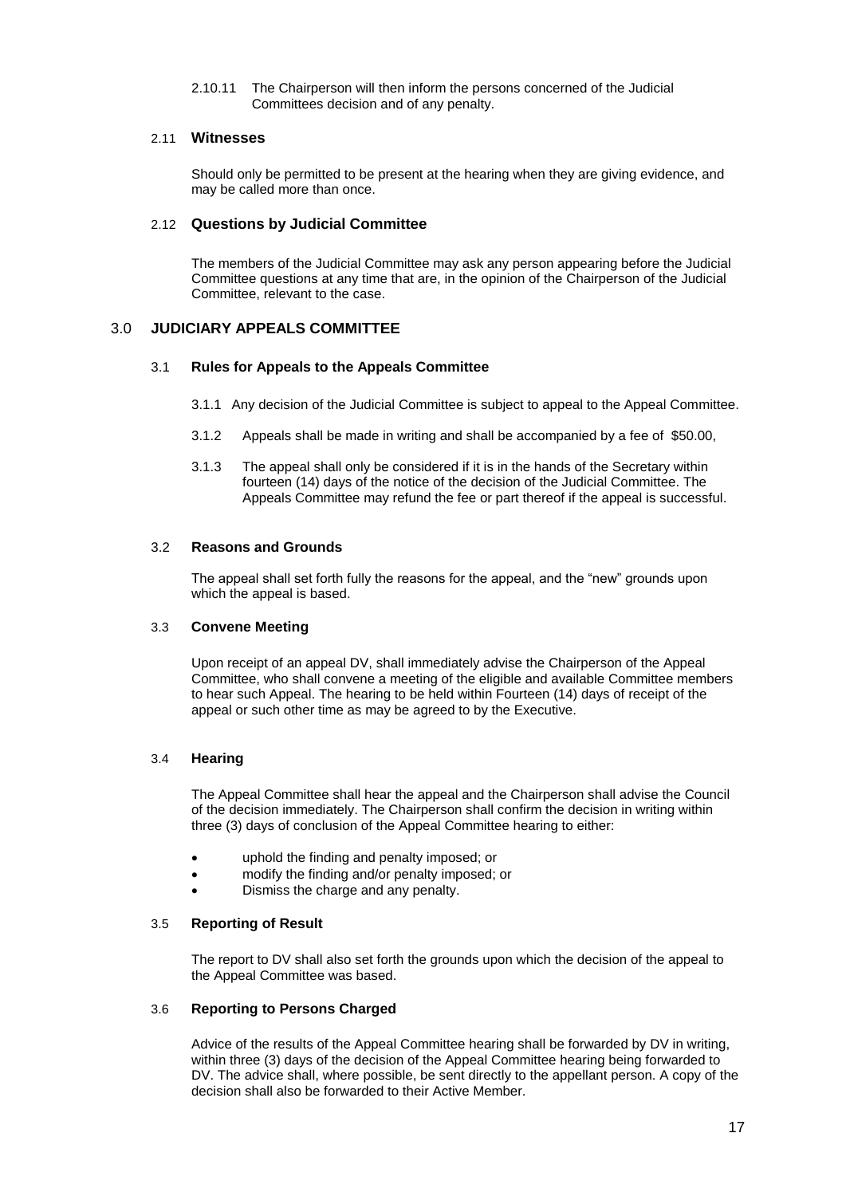2.10.11 The Chairperson will then inform the persons concerned of the Judicial Committees decision and of any penalty.

### 2.11 Witnesses

Should only be permitted to be present at the hearing when they are giving evidence, and may be called more than once.

### 2.12 Questions by Judicial Committee

The members of the Judicial Committee may ask any person appearing before the Judicial Committee questions at any time that are, in the opinion of the Chairperson of the Judicial Committee, relevant to the case.

## 3.0 JUDICIARY APPEALS COMMITTEE

### 3.1 Rules for Appeals to the Appeals Committee

3.1.1 Any decision of the Judicial Committee is subject to appeal to the Appeal Committee.

3.1.2 Appeals shall be made in writing and shall be accompanied by a fee of $50.00,

3.1.3 The appeal shall only be considered if it is in the hands of the Secretary within fourteen (14) days of the notice of the decision of the Judicial Committee. The Appeals Committee may refund the fee or part thereof if the appeal is successful.

### 3.2 Reasons and Grounds

The appeal shall set forth fully the reasons for the appeal, and the "new" grounds upon which the appeal is based.

### 3.3 Convene Meeting

Upon receipt of an appeal DV, shall immediately advise the Chairperson of the Appeal Committee, who shall convene a meeting of the eligible and available Committee members to hear such Appeal. The hearing to be held within Fourteen (14) days of receipt of the appeal or such other time as may be agreed to by the Executive.

### 3.4 Hearing

The Appeal Committee shall hear the appeal and the Chairperson shall advise the Council of the decision immediately. The Chairperson shall confirm the decision in writing within three (3) days of conclusion of the Appeal Committee hearing to either:

- uphold the finding and penalty imposed; or
- modify the finding and/or penalty imposed; or
- Dismiss the charge and any penalty.

### 3.5 Reporting of Result

The report to DV shall also set forth the grounds upon which the decision of the appeal to the Appeal Committee was based.

### 3.6 Reporting to Persons Charged

Advice of the results of the Appeal Committee hearing shall be forwarded by DV in writing, within three (3) days of the decision of the Appeal Committee hearing being forwarded to DV. The advice shall, where possible, be sent directly to the appellant person. A copy of the decision shall also be forwarded to their Active Member.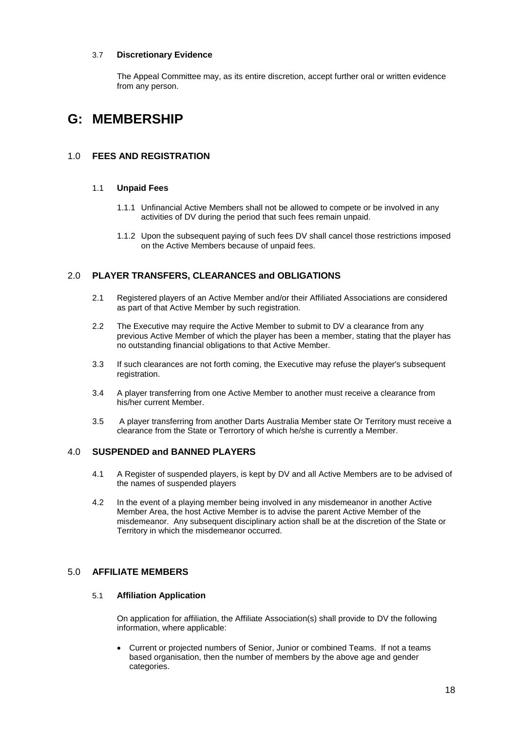#### 3.7 Discretionary Evidence

The Appeal Committee may, as its entire discretion, accept further oral or written evidence from any person.

# G: MEMBERSHIP

## 1.0 FEES AND REGISTRATION

### 1.1 Unpaid Fees

1.1.1 Unfinancial Active Members shall not be allowed to compete or be involved in any activities of DV during the period that such fees remain unpaid.

1.1.2 Upon the subsequent paying of such fees DV shall cancel those restrictions imposed on the Active Members because of unpaid fees.

## 2.0 PLAYER TRANSFERS, CLEARANCES and OBLIGATIONS

2.1 Registered players of an Active Member and/or their Affiliated Associations are considered as part of that Active Member by such registration.

2.2 The Executive may require the Active Member to submit to DV a clearance from any previous Active Member of which the player has been a member, stating that the player has no outstanding financial obligations to that Active Member.

3.3 If such clearances are not forth coming, the Executive may refuse the player's subsequent registration.

3.4 A player transferring from one Active Member to another must receive a clearance from his/her current Member.

3.5 A player transferring from another Darts Australia Member state Or Territory must receive a clearance from the State or Terrortory of which he/she is currently a Member.

## 4.0 SUSPENDED and BANNED PLAYERS

4.1 A Register of suspended players, is kept by DV and all Active Members are to be advised of the names of suspended players

4.2 In the event of a playing member being involved in any misdemeanor in another Active Member Area, the host Active Member is to advise the parent Active Member of the misdemeanor. Any subsequent disciplinary action shall be at the discretion of the State or Territory in which the misdemeanor occurred.

## 5.0 AFFILIATE MEMBERS

### 5.1 Affiliation Application

On application for affiliation, the Affiliate Association(s) shall provide to DV the following information, where applicable:

- Current or projected numbers of Senior, Junior or combined Teams. If not a teams based organisation, then the number of members by the above age and gender categories.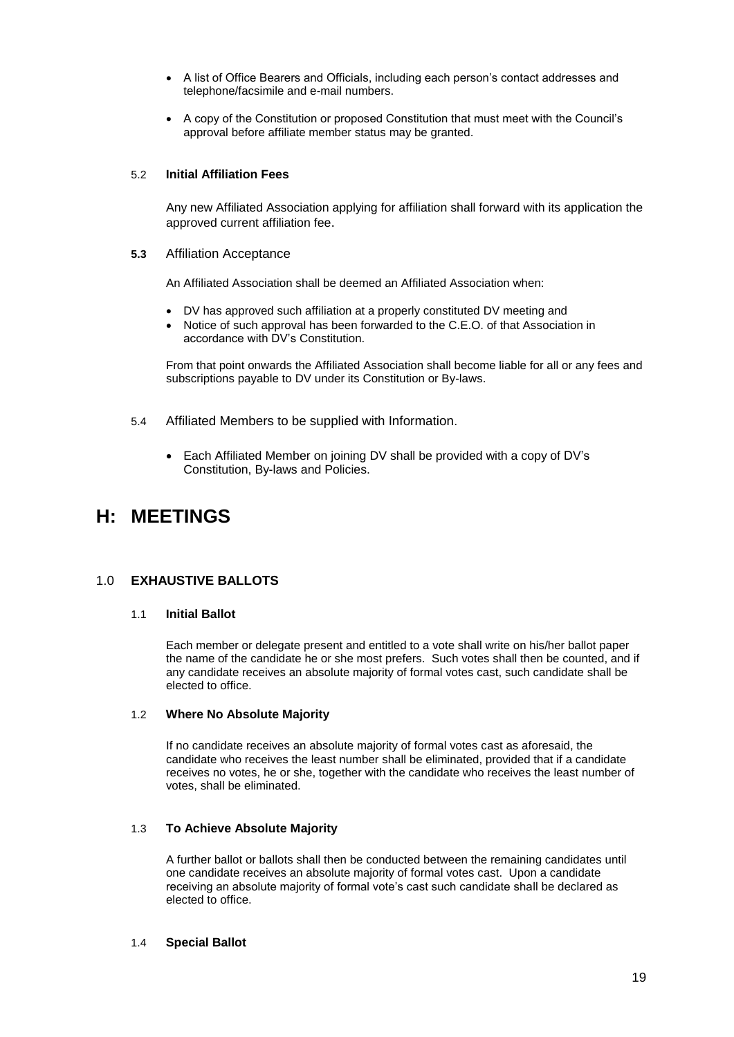- A list of Office Bearers and Officials, including each person's contact addresses and telephone/facsimile and e-mail numbers.

- A copy of the Constitution or proposed Constitution that must meet with the Council's approval before affiliate member status may be granted.

5.2 **Initial Affiliation Fees**

Any new Affiliated Association applying for affiliation shall forward with its application the approved current affiliation fee.

**5.3** Affiliation Acceptance

An Affiliated Association shall be deemed an Affiliated Association when:

- DV has approved such affiliation at a properly constituted DV meeting and
- Notice of such approval has been forwarded to the C.E.O. of that Association in accordance with DV's Constitution.

From that point onwards the Affiliated Association shall become liable for all or any fees and subscriptions payable to DV under its Constitution or By-laws.

5.4 Affiliated Members to be supplied with Information.

- Each Affiliated Member on joining DV shall be provided with a copy of DV's Constitution, By-laws and Policies.

# H: MEETINGS

## 1.0 EXHAUSTIVE BALLOTS

1.1 **Initial Ballot**

Each member or delegate present and entitled to a vote shall write on his/her ballot paper the name of the candidate he or she most prefers. Such votes shall then be counted, and if any candidate receives an absolute majority of formal votes cast, such candidate shall be elected to office.

1.2 **Where No Absolute Majority**

If no candidate receives an absolute majority of formal votes cast as aforesaid, the candidate who receives the least number shall be eliminated, provided that if a candidate receives no votes, he or she, together with the candidate who receives the least number of votes, shall be eliminated.

1.3 **To Achieve Absolute Majority**

A further ballot or ballots shall then be conducted between the remaining candidates until one candidate receives an absolute majority of formal votes cast. Upon a candidate receiving an absolute majority of formal vote's cast such candidate shall be declared as elected to office.

1.4 **Special Ballot**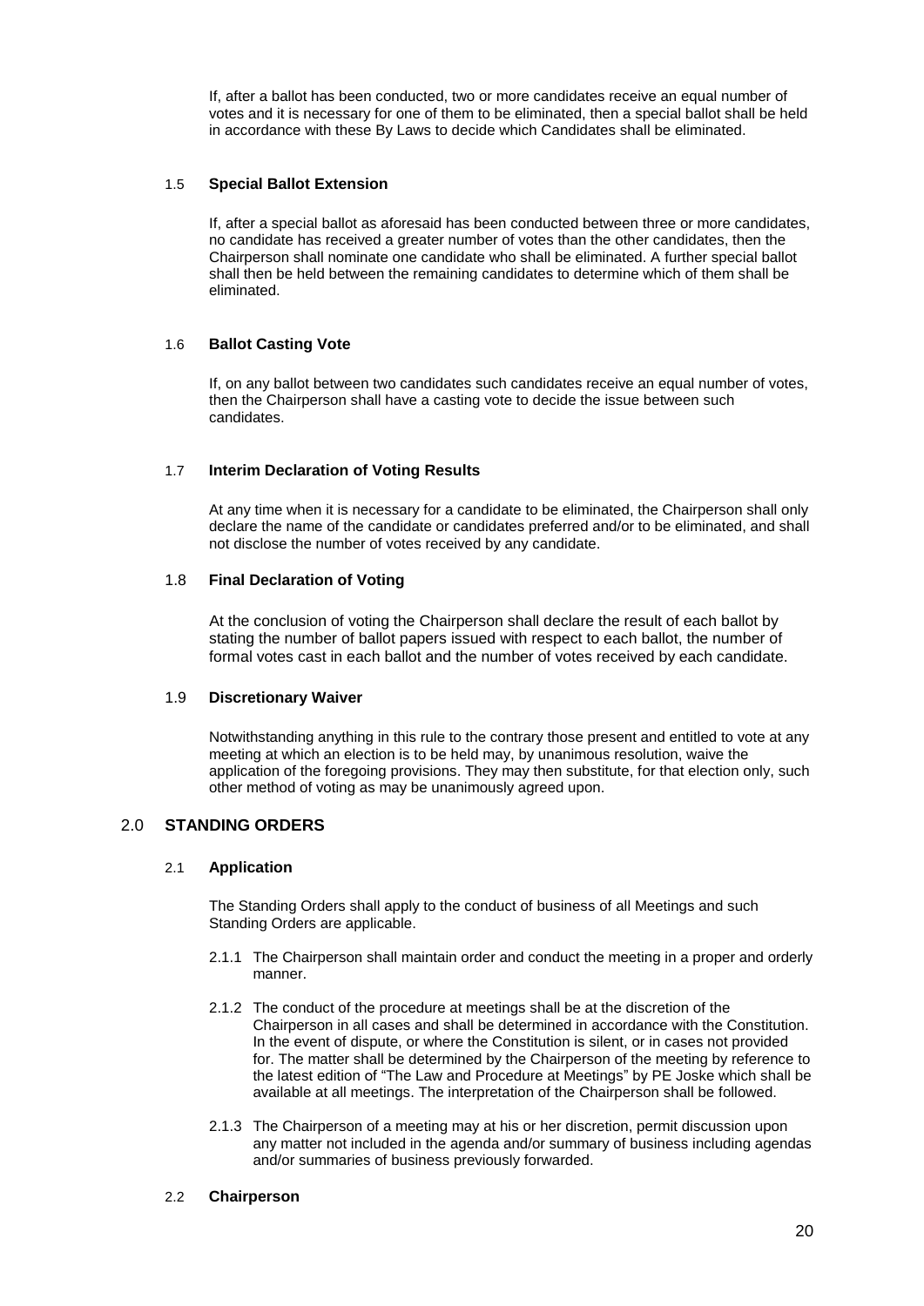If, after a ballot has been conducted, two or more candidates receive an equal number of votes and it is necessary for one of them to be eliminated, then a special ballot shall be held in accordance with these By Laws to decide which Candidates shall be eliminated.

### 1.5 Special Ballot Extension

If, after a special ballot as aforesaid has been conducted between three or more candidates, no candidate has received a greater number of votes than the other candidates, then the Chairperson shall nominate one candidate who shall be eliminated. A further special ballot shall then be held between the remaining candidates to determine which of them shall be eliminated.

### 1.6 Ballot Casting Vote

If, on any ballot between two candidates such candidates receive an equal number of votes, then the Chairperson shall have a casting vote to decide the issue between such candidates.

### 1.7 Interim Declaration of Voting Results

At any time when it is necessary for a candidate to be eliminated, the Chairperson shall only declare the name of the candidate or candidates preferred and/or to be eliminated, and shall not disclose the number of votes received by any candidate.

### 1.8 Final Declaration of Voting

At the conclusion of voting the Chairperson shall declare the result of each ballot by stating the number of ballot papers issued with respect to each ballot, the number of formal votes cast in each ballot and the number of votes received by each candidate.

### 1.9 Discretionary Waiver

Notwithstanding anything in this rule to the contrary those present and entitled to vote at any meeting at which an election is to be held may, by unanimous resolution, waive the application of the foregoing provisions. They may then substitute, for that election only, such other method of voting as may be unanimously agreed upon.

## 2.0 STANDING ORDERS

### 2.1 Application

The Standing Orders shall apply to the conduct of business of all Meetings and such Standing Orders are applicable.

2.1.1 The Chairperson shall maintain order and conduct the meeting in a proper and orderly manner.

2.1.2 The conduct of the procedure at meetings shall be at the discretion of the Chairperson in all cases and shall be determined in accordance with the Constitution. In the event of dispute, or where the Constitution is silent, or in cases not provided for. The matter shall be determined by the Chairperson of the meeting by reference to the latest edition of "The Law and Procedure at Meetings" by PE Joske which shall be available at all meetings. The interpretation of the Chairperson shall be followed.

2.1.3 The Chairperson of a meeting may at his or her discretion, permit discussion upon any matter not included in the agenda and/or summary of business including agendas and/or summaries of business previously forwarded.

### 2.2 Chairperson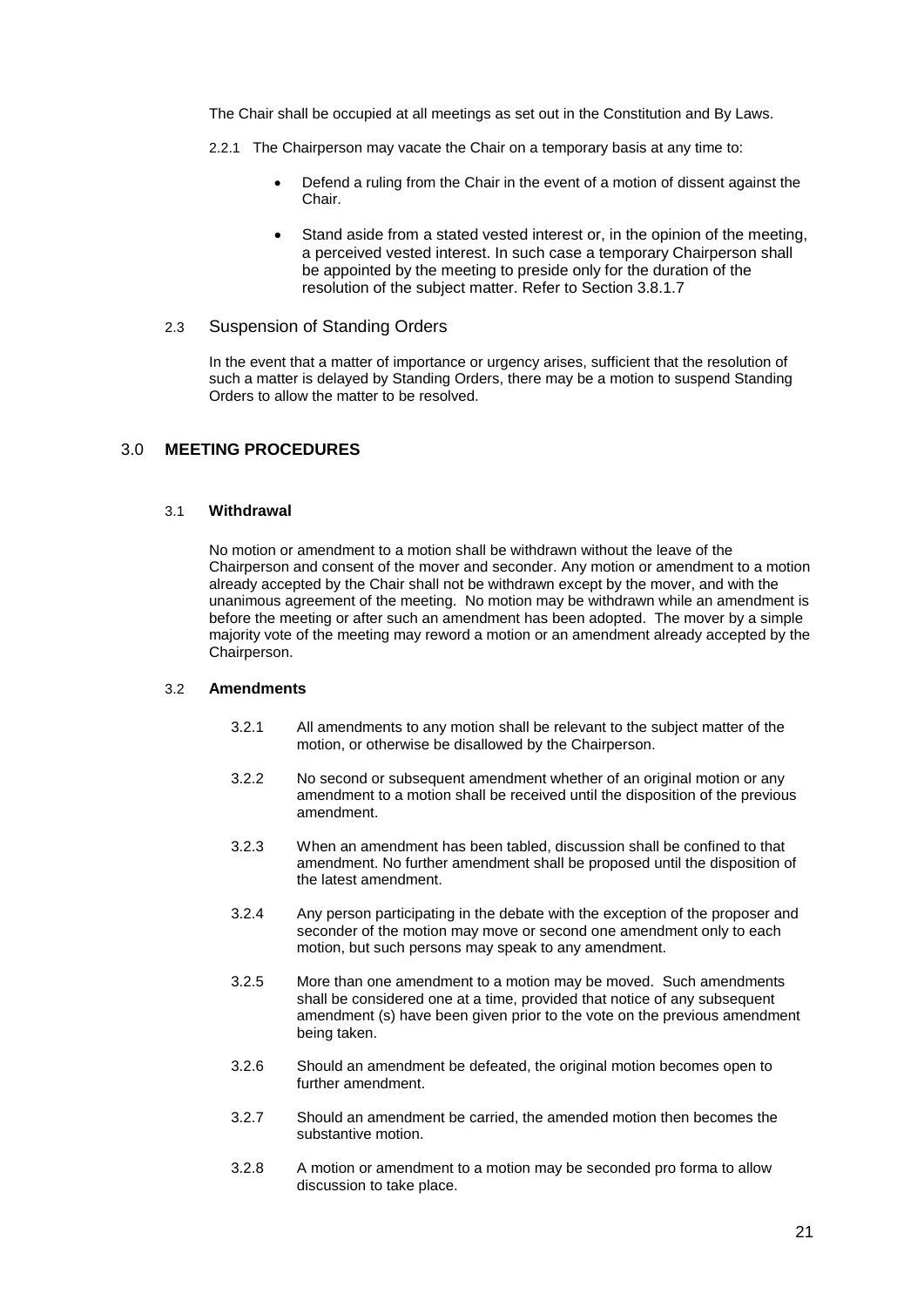The Chair shall be occupied at all meetings as set out in the Constitution and By Laws.

2.2.1 The Chairperson may vacate the Chair on a temporary basis at any time to:

- Defend a ruling from the Chair in the event of a motion of dissent against the Chair.
- Stand aside from a stated vested interest or, in the opinion of the meeting, a perceived vested interest. In such case a temporary Chairperson shall be appointed by the meeting to preside only for the duration of the resolution of the subject matter. Refer to Section 3.8.1.7

### 2.3 Suspension of Standing Orders

In the event that a matter of importance or urgency arises, sufficient that the resolution of such a matter is delayed by Standing Orders, there may be a motion to suspend Standing Orders to allow the matter to be resolved.

## 3.0 MEETING PROCEDURES

### 3.1 Withdrawal

No motion or amendment to a motion shall be withdrawn without the leave of the Chairperson and consent of the mover and seconder. Any motion or amendment to a motion already accepted by the Chair shall not be withdrawn except by the mover, and with the unanimous agreement of the meeting. No motion may be withdrawn while an amendment is before the meeting or after such an amendment has been adopted. The mover by a simple majority vote of the meeting may reword a motion or an amendment already accepted by the Chairperson.

### 3.2 Amendments

3.2.1 All amendments to any motion shall be relevant to the subject matter of the motion, or otherwise be disallowed by the Chairperson.

3.2.2 No second or subsequent amendment whether of an original motion or any amendment to a motion shall be received until the disposition of the previous amendment.

3.2.3 When an amendment has been tabled, discussion shall be confined to that amendment. No further amendment shall be proposed until the disposition of the latest amendment.

3.2.4 Any person participating in the debate with the exception of the proposer and seconder of the motion may move or second one amendment only to each motion, but such persons may speak to any amendment.

3.2.5 More than one amendment to a motion may be moved. Such amendments shall be considered one at a time, provided that notice of any subsequent amendment (s) have been given prior to the vote on the previous amendment being taken.

3.2.6 Should an amendment be defeated, the original motion becomes open to further amendment.

3.2.7 Should an amendment be carried, the amended motion then becomes the substantive motion.

3.2.8 A motion or amendment to a motion may be seconded pro forma to allow discussion to take place.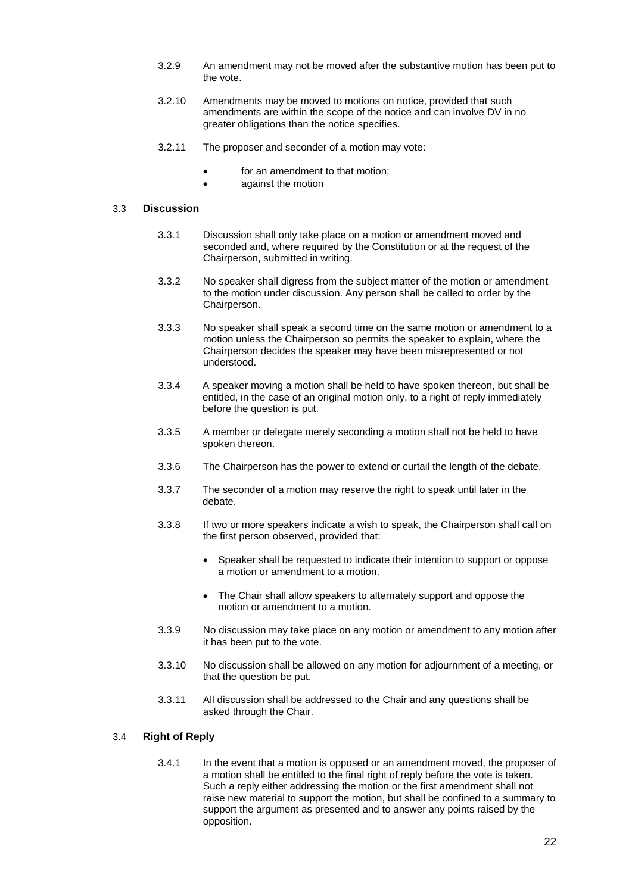3.2.9 An amendment may not be moved after the substantive motion has been put to the vote.

3.2.10 Amendments may be moved to motions on notice, provided that such amendments are within the scope of the notice and can involve DV in no greater obligations than the notice specifies.

3.2.11 The proposer and seconder of a motion may vote:

- for an amendment to that motion;
- against the motion

### 3.3 Discussion

3.3.1 Discussion shall only take place on a motion or amendment moved and seconded and, where required by the Constitution or at the request of the Chairperson, submitted in writing.

3.3.2 No speaker shall digress from the subject matter of the motion or amendment to the motion under discussion. Any person shall be called to order by the Chairperson.

3.3.3 No speaker shall speak a second time on the same motion or amendment to a motion unless the Chairperson so permits the speaker to explain, where the Chairperson decides the speaker may have been misrepresented or not understood.

3.3.4 A speaker moving a motion shall be held to have spoken thereon, but shall be entitled, in the case of an original motion only, to a right of reply immediately before the question is put.

3.3.5 A member or delegate merely seconding a motion shall not be held to have spoken thereon.

3.3.6 The Chairperson has the power to extend or curtail the length of the debate.

3.3.7 The seconder of a motion may reserve the right to speak until later in the debate.

3.3.8 If two or more speakers indicate a wish to speak, the Chairperson shall call on the first person observed, provided that:

- Speaker shall be requested to indicate their intention to support or oppose a motion or amendment to a motion.
- The Chair shall allow speakers to alternately support and oppose the motion or amendment to a motion.

3.3.9 No discussion may take place on any motion or amendment to any motion after it has been put to the vote.

3.3.10 No discussion shall be allowed on any motion for adjournment of a meeting, or that the question be put.

3.3.11 All discussion shall be addressed to the Chair and any questions shall be asked through the Chair.

### 3.4 Right of Reply

3.4.1 In the event that a motion is opposed or an amendment moved, the proposer of a motion shall be entitled to the final right of reply before the vote is taken. Such a reply either addressing the motion or the first amendment shall not raise new material to support the motion, but shall be confined to a summary to support the argument as presented and to answer any points raised by the opposition.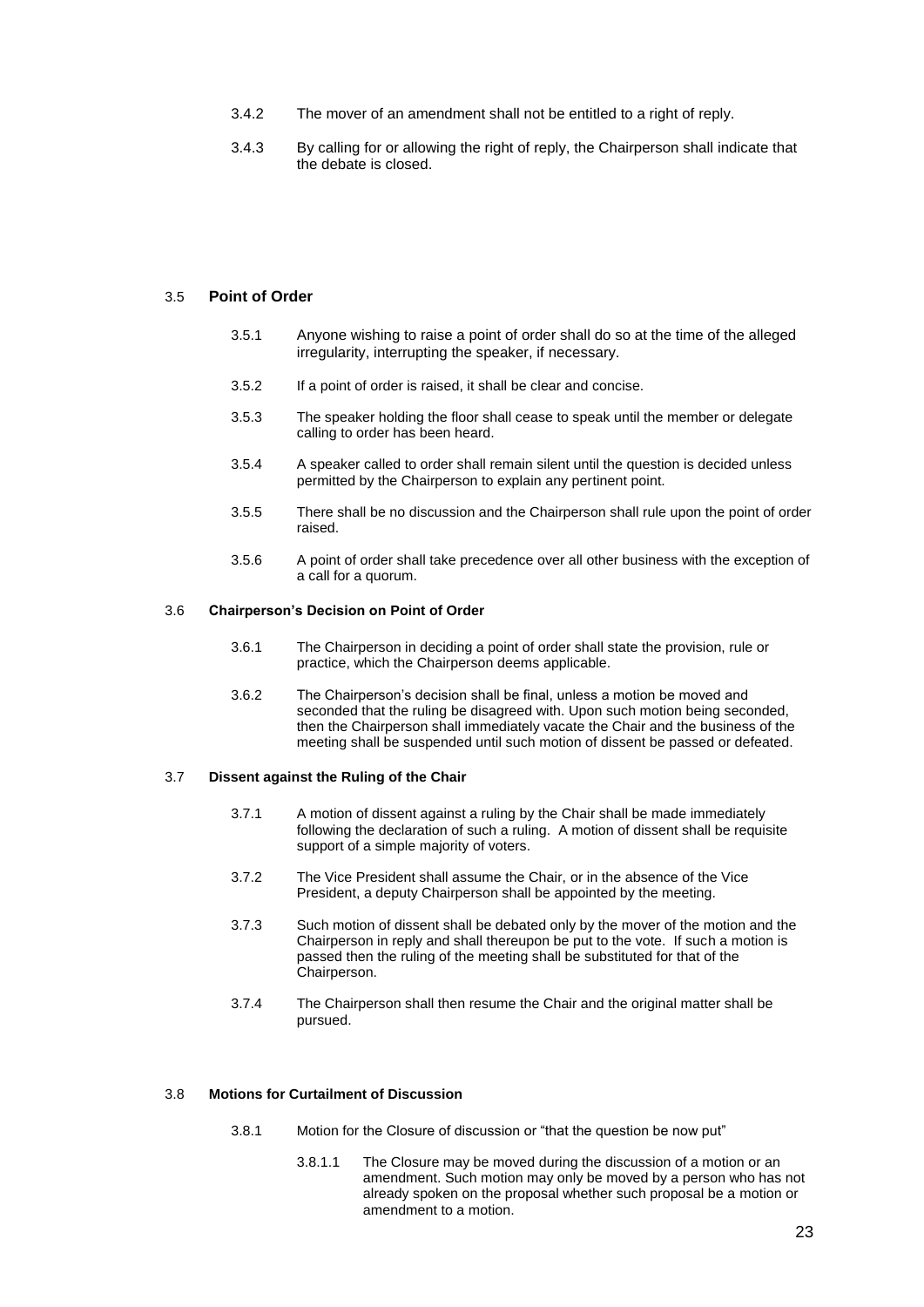3.4.2 The mover of an amendment shall not be entitled to a right of reply.

3.4.3 By calling for or allowing the right of reply, the Chairperson shall indicate that the debate is closed.

### 3.5 Point of Order

3.5.1 Anyone wishing to raise a point of order shall do so at the time of the alleged irregularity, interrupting the speaker, if necessary.

3.5.2 If a point of order is raised, it shall be clear and concise.

3.5.3 The speaker holding the floor shall cease to speak until the member or delegate calling to order has been heard.

3.5.4 A speaker called to order shall remain silent until the question is decided unless permitted by the Chairperson to explain any pertinent point.

3.5.5 There shall be no discussion and the Chairperson shall rule upon the point of order raised.

3.5.6 A point of order shall take precedence over all other business with the exception of a call for a quorum.

### 3.6 Chairperson's Decision on Point of Order

3.6.1 The Chairperson in deciding a point of order shall state the provision, rule or practice, which the Chairperson deems applicable.

3.6.2 The Chairperson's decision shall be final, unless a motion be moved and seconded that the ruling be disagreed with. Upon such motion being seconded, then the Chairperson shall immediately vacate the Chair and the business of the meeting shall be suspended until such motion of dissent be passed or defeated.

### 3.7 Dissent against the Ruling of the Chair

3.7.1 A motion of dissent against a ruling by the Chair shall be made immediately following the declaration of such a ruling. A motion of dissent shall be requisite support of a simple majority of voters.

3.7.2 The Vice President shall assume the Chair, or in the absence of the Vice President, a deputy Chairperson shall be appointed by the meeting.

3.7.3 Such motion of dissent shall be debated only by the mover of the motion and the Chairperson in reply and shall thereupon be put to the vote. If such a motion is passed then the ruling of the meeting shall be substituted for that of the Chairperson.

3.7.4 The Chairperson shall then resume the Chair and the original matter shall be pursued.

### 3.8 Motions for Curtailment of Discussion

3.8.1 Motion for the Closure of discussion or "that the question be now put"

3.8.1.1 The Closure may be moved during the discussion of a motion or an amendment. Such motion may only be moved by a person who has not already spoken on the proposal whether such proposal be a motion or amendment to a motion.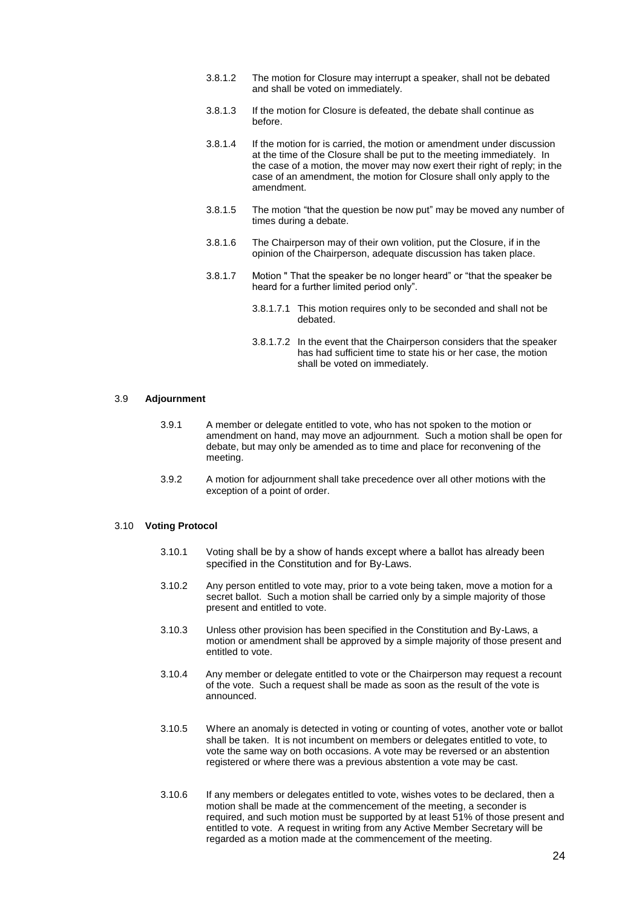3.8.1.2 The motion for Closure may interrupt a speaker, shall not be debated and shall be voted on immediately.

3.8.1.3 If the motion for Closure is defeated, the debate shall continue as before.

3.8.1.4 If the motion for is carried, the motion or amendment under discussion at the time of the Closure shall be put to the meeting immediately. In the case of a motion, the mover may now exert their right of reply; in the case of an amendment, the motion for Closure shall only apply to the amendment.

3.8.1.5 The motion "that the question be now put" may be moved any number of times during a debate.

3.8.1.6 The Chairperson may of their own volition, put the Closure, if in the opinion of the Chairperson, adequate discussion has taken place.

3.8.1.7 Motion " That the speaker be no longer heard" or "that the speaker be heard for a further limited period only".

3.8.1.7.1 This motion requires only to be seconded and shall not be debated.

3.8.1.7.2 In the event that the Chairperson considers that the speaker has had sufficient time to state his or her case, the motion shall be voted on immediately.

3.9 **Adjournment**

3.9.1 A member or delegate entitled to vote, who has not spoken to the motion or amendment on hand, may move an adjournment. Such a motion shall be open for debate, but may only be amended as to time and place for reconvening of the meeting.

3.9.2 A motion for adjournment shall take precedence over all other motions with the exception of a point of order.

3.10 **Voting Protocol**

3.10.1 Voting shall be by a show of hands except where a ballot has already been specified in the Constitution and for By-Laws.

3.10.2 Any person entitled to vote may, prior to a vote being taken, move a motion for a secret ballot. Such a motion shall be carried only by a simple majority of those present and entitled to vote.

3.10.3 Unless other provision has been specified in the Constitution and By-Laws, a motion or amendment shall be approved by a simple majority of those present and entitled to vote.

3.10.4 Any member or delegate entitled to vote or the Chairperson may request a recount of the vote. Such a request shall be made as soon as the result of the vote is announced.

3.10.5 Where an anomaly is detected in voting or counting of votes, another vote or ballot shall be taken. It is not incumbent on members or delegates entitled to vote, to vote the same way on both occasions. A vote may be reversed or an abstention registered or where there was a previous abstention a vote may be cast.

3.10.6 If any members or delegates entitled to vote, wishes votes to be declared, then a motion shall be made at the commencement of the meeting, a seconder is required, and such motion must be supported by at least 51% of those present and entitled to vote. A request in writing from any Active Member Secretary will be regarded as a motion made at the commencement of the meeting.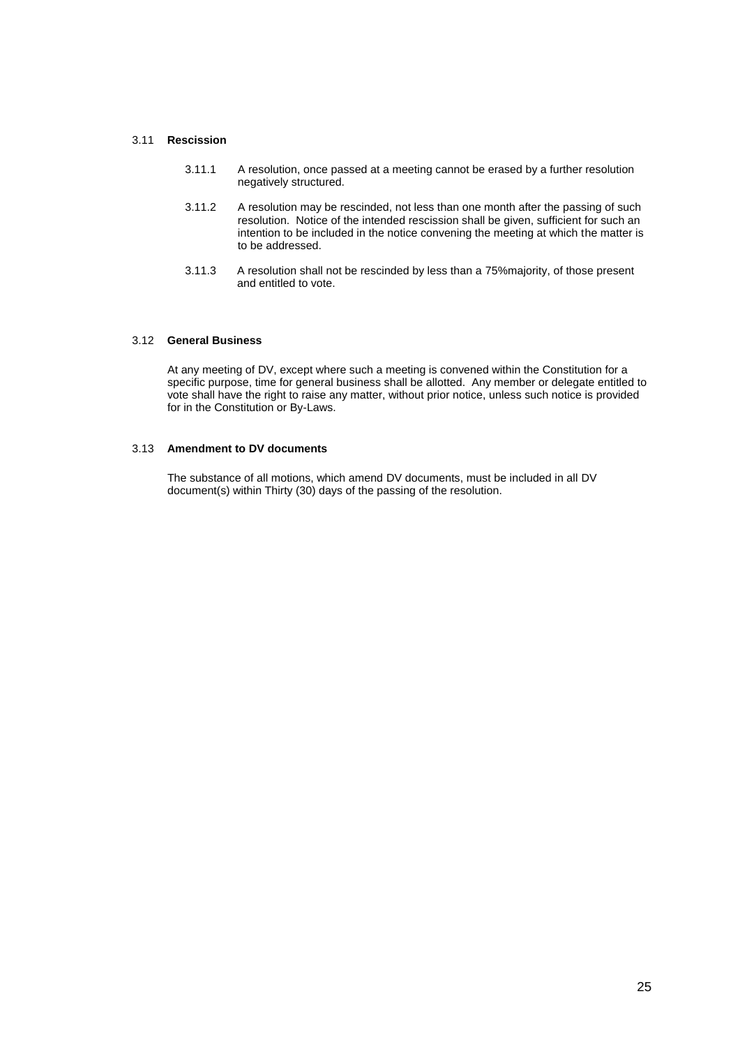### 3.11 **Rescission**

3.11.1 A resolution, once passed at a meeting cannot be erased by a further resolution negatively structured.

3.11.2 A resolution may be rescinded, not less than one month after the passing of such resolution. Notice of the intended rescission shall be given, sufficient for such an intention to be included in the notice convening the meeting at which the matter is to be addressed.

3.11.3 A resolution shall not be rescinded by less than a 75%majority, of those present and entitled to vote.

### 3.12 **General Business**

At any meeting of DV, except where such a meeting is convened within the Constitution for a specific purpose, time for general business shall be allotted. Any member or delegate entitled to vote shall have the right to raise any matter, without prior notice, unless such notice is provided for in the Constitution or By-Laws.

### 3.13 **Amendment to DV documents**

The substance of all motions, which amend DV documents, must be included in all DV document(s) within Thirty (30) days of the passing of the resolution.